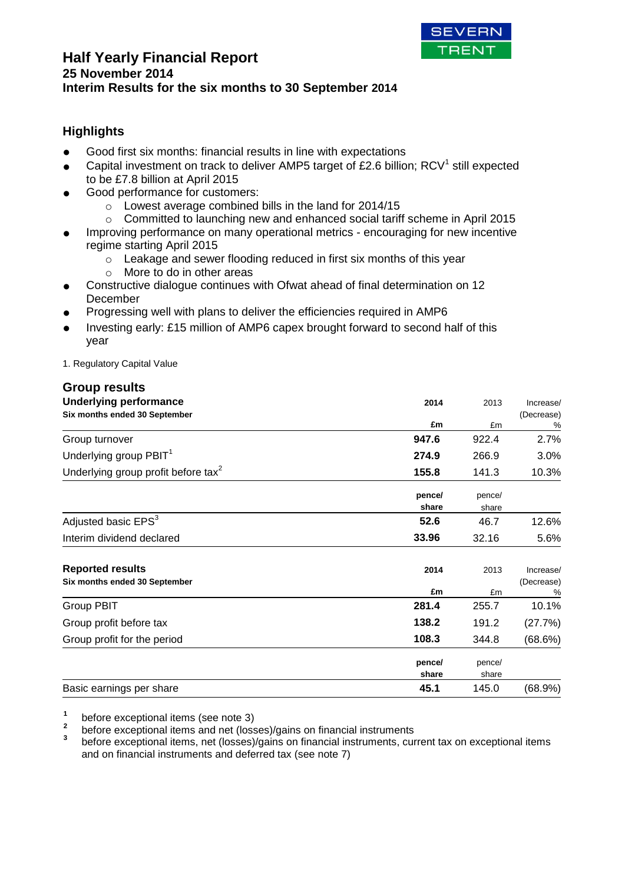SEVERN TRENT

# Half Yearly Financial Report

### 25 November 2014

### Interim Results for the six months to 30 September 2014

## Highlights

- Good first six months: financial results in line with expectations
- Capital investment on track to deliver AMP5 target of £2.6 billion; RCV[1] still expected to be £7.8 billion at April 2015
- Good performance for customers:
  - Lowest average combined bills in the land for 2014/15
  - Committed to launching new and enhanced social tariff scheme in April 2015
- Improving performance on many operational metrics - encouraging for new incentive regime starting April 2015
  - Leakage and sewer flooding reduced in first six months of this year
  - More to do in other areas
- Constructive dialogue continues with Ofwat ahead of final determination on 12 December
- Progressing well with plans to deliver the efficiencies required in AMP6
- Investing early: £15 million of AMP6 capex brought forward to second half of this year

1. Regulatory Capital Value

## Group results

| **Underlying performance**<br>**Six months ended 30 September** | **2014**<br>**£m** | 2013<br>£m | Increase/<br>(Decrease)<br>% |
|---|---|---|---|
| Group turnover | **947.6** | 922.4 | 2.7% |
| Underlying group PBIT[1] | **274.9** | 266.9 | 3.0% |
| Underlying group profit before tax[2] | **155.8** | 141.3 | 10.3% |
| | **pence/ share** | pence/ share | |
| Adjusted basic EPS[3] | **52.6** | 46.7 | 12.6% |
| Interim dividend declared | **33.96** | 32.16 | 5.6% |

| **Reported results**<br>**Six months ended 30 September** | **2014**<br>**£m** | 2013<br>£m | Increase/<br>(Decrease)<br>% |
|---|---|---|---|
| Group PBIT | **281.4** | 255.7 | 10.1% |
| Group profit before tax | **138.2** | 191.2 | (27.7%) |
| Group profit for the period | **108.3** | 344.8 | (68.6%) |
| | **pence/ share** | pence/ share | |
| Basic earnings per share | **45.1** | 145.0 | (68.9%) |

[1] before exceptional items (see note 3)

[2] before exceptional items and net (losses)/gains on financial instruments

[3] before exceptional items, net (losses)/gains on financial instruments, current tax on exceptional items and on financial instruments and deferred tax (see note 7)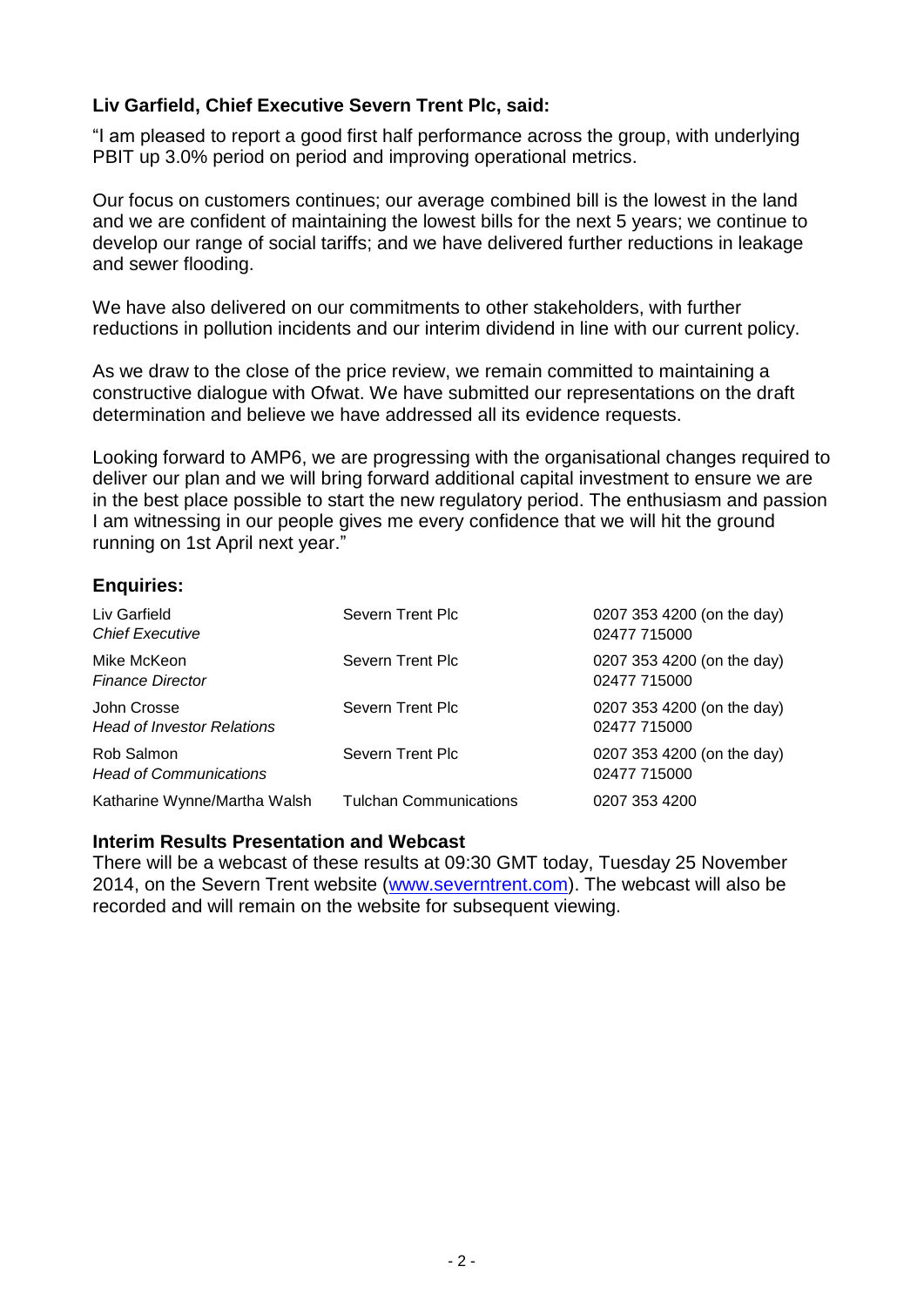**Liv Garfield, Chief Executive Severn Trent Plc, said:**

"I am pleased to report a good first half performance across the group, with underlying PBIT up 3.0% period on period and improving operational metrics.

Our focus on customers continues; our average combined bill is the lowest in the land and we are confident of maintaining the lowest bills for the next 5 years; we continue to develop our range of social tariffs; and we have delivered further reductions in leakage and sewer flooding.

We have also delivered on our commitments to other stakeholders, with further reductions in pollution incidents and our interim dividend in line with our current policy.

As we draw to the close of the price review, we remain committed to maintaining a constructive dialogue with Ofwat. We have submitted our representations on the draft determination and believe we have addressed all its evidence requests.

Looking forward to AMP6, we are progressing with the organisational changes required to deliver our plan and we will bring forward additional capital investment to ensure we are in the best place possible to start the new regulatory period. The enthusiasm and passion I am witnessing in our people gives me every confidence that we will hit the ground running on 1st April next year."

## Enquiries:

| | | |
|---|---|---|
| Liv Garfield<br>*Chief Executive* | Severn Trent Plc | 0207 353 4200 (on the day)<br>02477 715000 |
| Mike McKeon<br>*Finance Director* | Severn Trent Plc | 0207 353 4200 (on the day)<br>02477 715000 |
| John Crosse<br>*Head of Investor Relations* | Severn Trent Plc | 0207 353 4200 (on the day)<br>02477 715000 |
| Rob Salmon<br>*Head of Communications* | Severn Trent Plc | 0207 353 4200 (on the day)<br>02477 715000 |
| Katharine Wynne/Martha Walsh | Tulchan Communications | 0207 353 4200 |

## Interim Results Presentation and Webcast

There will be a webcast of these results at 09:30 GMT today, Tuesday 25 November 2014, on the Severn Trent website (www.severntrent.com). The webcast will also be recorded and will remain on the website for subsequent viewing.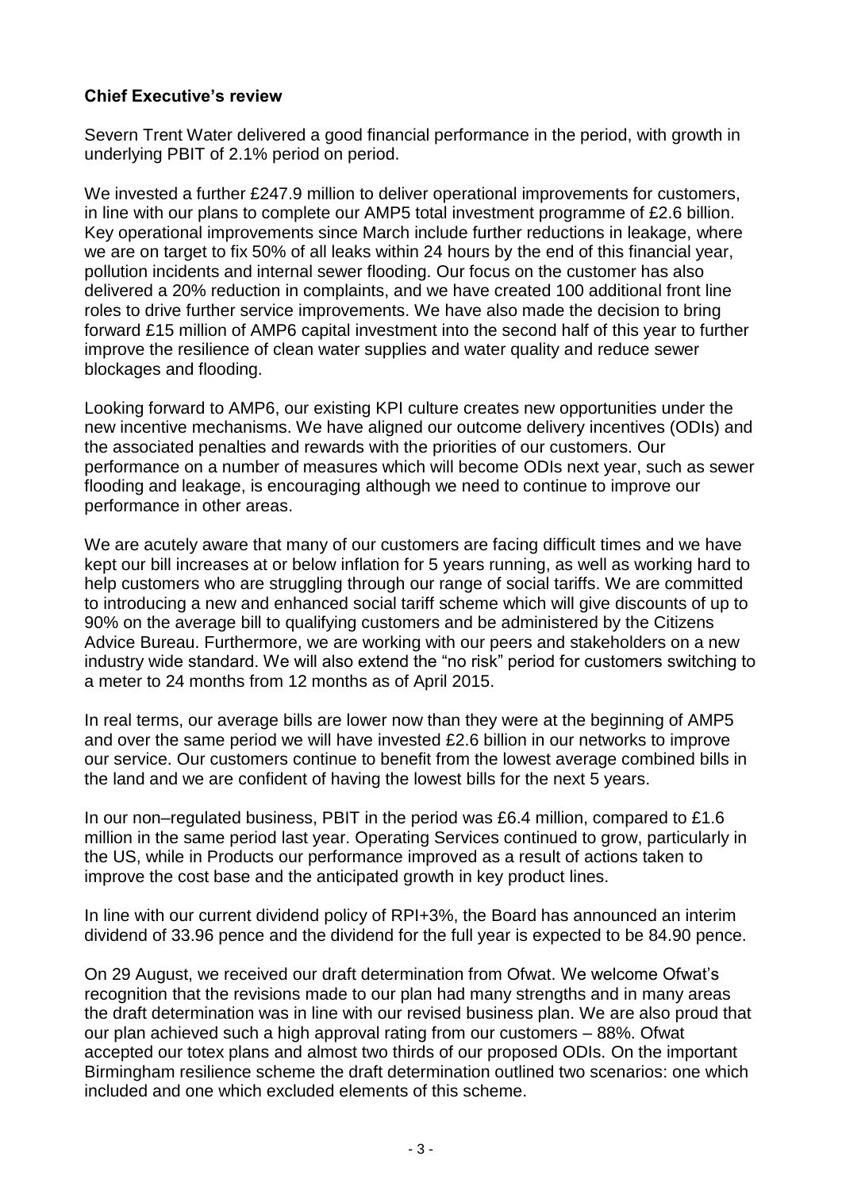## Chief Executive's review

Severn Trent Water delivered a good financial performance in the period, with growth in underlying PBIT of 2.1% period on period.

We invested a further £247.9 million to deliver operational improvements for customers, in line with our plans to complete our AMP5 total investment programme of £2.6 billion. Key operational improvements since March include further reductions in leakage, where we are on target to fix 50% of all leaks within 24 hours by the end of this financial year, pollution incidents and internal sewer flooding. Our focus on the customer has also delivered a 20% reduction in complaints, and we have created 100 additional front line roles to drive further service improvements. We have also made the decision to bring forward £15 million of AMP6 capital investment into the second half of this year to further improve the resilience of clean water supplies and water quality and reduce sewer blockages and flooding.

Looking forward to AMP6, our existing KPI culture creates new opportunities under the new incentive mechanisms. We have aligned our outcome delivery incentives (ODIs) and the associated penalties and rewards with the priorities of our customers. Our performance on a number of measures which will become ODIs next year, such as sewer flooding and leakage, is encouraging although we need to continue to improve our performance in other areas.

We are acutely aware that many of our customers are facing difficult times and we have kept our bill increases at or below inflation for 5 years running, as well as working hard to help customers who are struggling through our range of social tariffs. We are committed to introducing a new and enhanced social tariff scheme which will give discounts of up to 90% on the average bill to qualifying customers and be administered by the Citizens Advice Bureau. Furthermore, we are working with our peers and stakeholders on a new industry wide standard. We will also extend the "no risk" period for customers switching to a meter to 24 months from 12 months as of April 2015.

In real terms, our average bills are lower now than they were at the beginning of AMP5 and over the same period we will have invested £2.6 billion in our networks to improve our service. Our customers continue to benefit from the lowest average combined bills in the land and we are confident of having the lowest bills for the next 5 years.

In our non–regulated business, PBIT in the period was £6.4 million, compared to £1.6 million in the same period last year. Operating Services continued to grow, particularly in the US, while in Products our performance improved as a result of actions taken to improve the cost base and the anticipated growth in key product lines.

In line with our current dividend policy of RPI+3%, the Board has announced an interim dividend of 33.96 pence and the dividend for the full year is expected to be 84.90 pence.

On 29 August, we received our draft determination from Ofwat. We welcome Ofwat's recognition that the revisions made to our plan had many strengths and in many areas the draft determination was in line with our revised business plan. We are also proud that our plan achieved such a high approval rating from our customers – 88%. Ofwat accepted our totex plans and almost two thirds of our proposed ODIs. On the important Birmingham resilience scheme the draft determination outlined two scenarios: one which included and one which excluded elements of this scheme.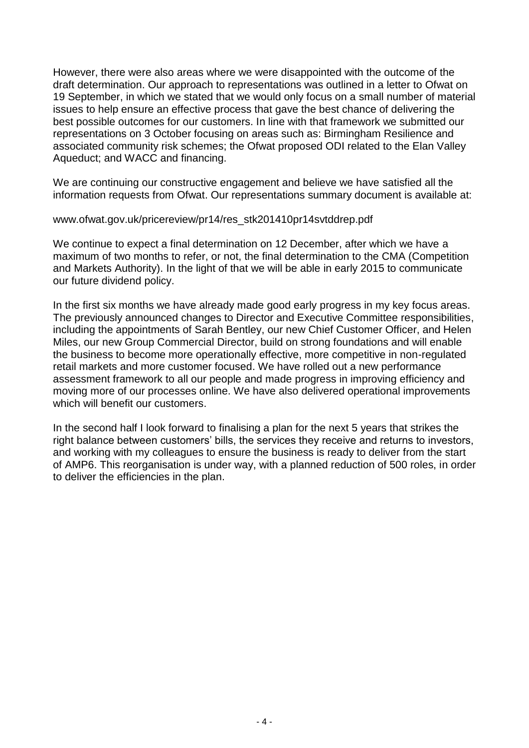However, there were also areas where we were disappointed with the outcome of the draft determination. Our approach to representations was outlined in a letter to Ofwat on 19 September, in which we stated that we would only focus on a small number of material issues to help ensure an effective process that gave the best chance of delivering the best possible outcomes for our customers. In line with that framework we submitted our representations on 3 October focusing on areas such as: Birmingham Resilience and associated community risk schemes; the Ofwat proposed ODI related to the Elan Valley Aqueduct; and WACC and financing.

We are continuing our constructive engagement and believe we have satisfied all the information requests from Ofwat. Our representations summary document is available at:

www.ofwat.gov.uk/pricereview/pr14/res_stk201410pr14svtddrep.pdf

We continue to expect a final determination on 12 December, after which we have a maximum of two months to refer, or not, the final determination to the CMA (Competition and Markets Authority). In the light of that we will be able in early 2015 to communicate our future dividend policy.

In the first six months we have already made good early progress in my key focus areas. The previously announced changes to Director and Executive Committee responsibilities, including the appointments of Sarah Bentley, our new Chief Customer Officer, and Helen Miles, our new Group Commercial Director, build on strong foundations and will enable the business to become more operationally effective, more competitive in non-regulated retail markets and more customer focused. We have rolled out a new performance assessment framework to all our people and made progress in improving efficiency and moving more of our processes online. We have also delivered operational improvements which will benefit our customers.

In the second half I look forward to finalising a plan for the next 5 years that strikes the right balance between customers' bills, the services they receive and returns to investors, and working with my colleagues to ensure the business is ready to deliver from the start of AMP6. This reorganisation is under way, with a planned reduction of 500 roles, in order to deliver the efficiencies in the plan.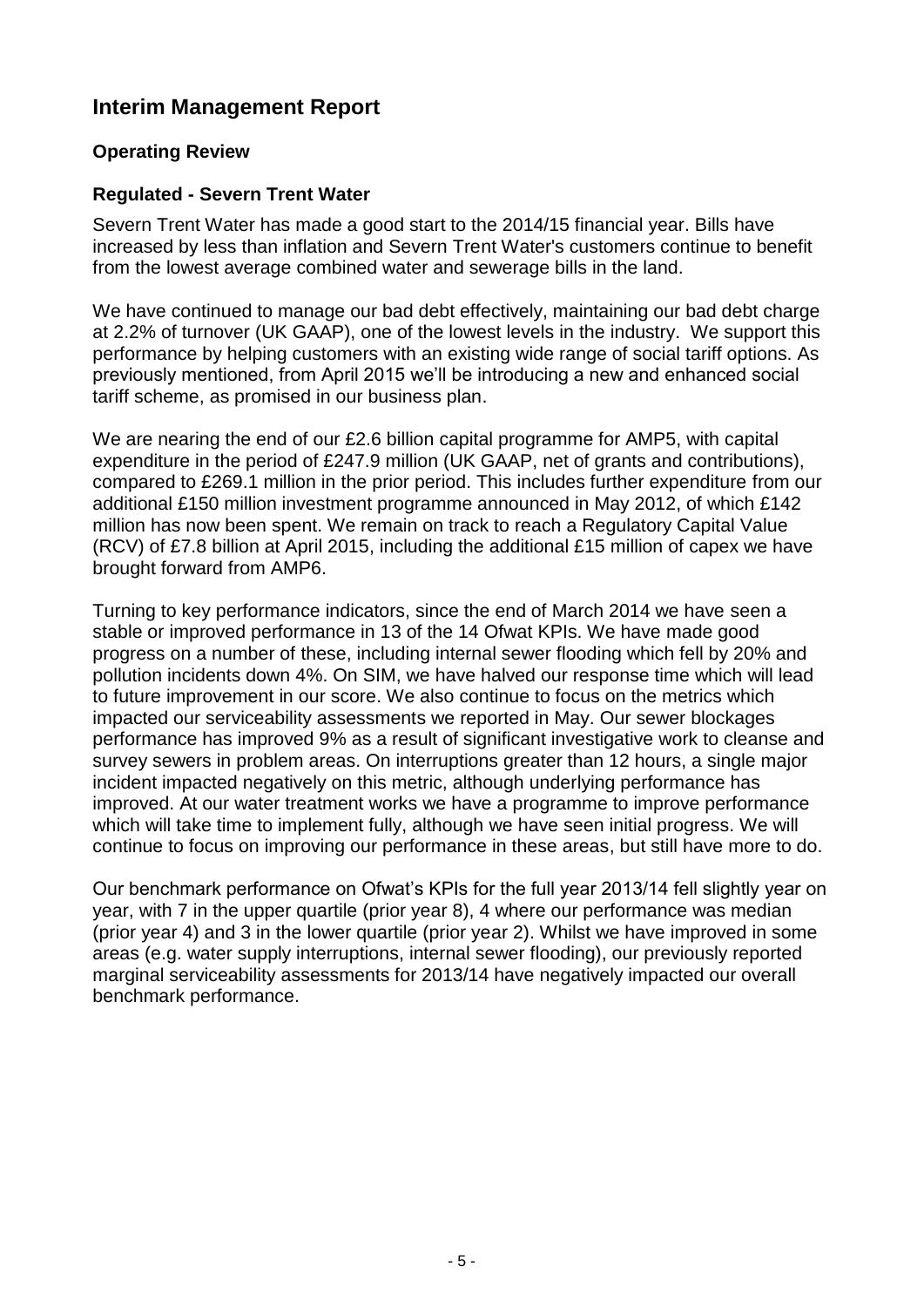## Interim Management Report

### Operating Review

### Regulated - Severn Trent Water

Severn Trent Water has made a good start to the 2014/15 financial year. Bills have increased by less than inflation and Severn Trent Water's customers continue to benefit from the lowest average combined water and sewerage bills in the land.

We have continued to manage our bad debt effectively, maintaining our bad debt charge at 2.2% of turnover (UK GAAP), one of the lowest levels in the industry. We support this performance by helping customers with an existing wide range of social tariff options. As previously mentioned, from April 2015 we'll be introducing a new and enhanced social tariff scheme, as promised in our business plan.

We are nearing the end of our £2.6 billion capital programme for AMP5, with capital expenditure in the period of £247.9 million (UK GAAP, net of grants and contributions), compared to £269.1 million in the prior period. This includes further expenditure from our additional £150 million investment programme announced in May 2012, of which £142 million has now been spent. We remain on track to reach a Regulatory Capital Value (RCV) of £7.8 billion at April 2015, including the additional £15 million of capex we have brought forward from AMP6.

Turning to key performance indicators, since the end of March 2014 we have seen a stable or improved performance in 13 of the 14 Ofwat KPIs. We have made good progress on a number of these, including internal sewer flooding which fell by 20% and pollution incidents down 4%. On SIM, we have halved our response time which will lead to future improvement in our score. We also continue to focus on the metrics which impacted our serviceability assessments we reported in May. Our sewer blockages performance has improved 9% as a result of significant investigative work to cleanse and survey sewers in problem areas. On interruptions greater than 12 hours, a single major incident impacted negatively on this metric, although underlying performance has improved. At our water treatment works we have a programme to improve performance which will take time to implement fully, although we have seen initial progress. We will continue to focus on improving our performance in these areas, but still have more to do.

Our benchmark performance on Ofwat's KPIs for the full year 2013/14 fell slightly year on year, with 7 in the upper quartile (prior year 8), 4 where our performance was median (prior year 4) and 3 in the lower quartile (prior year 2). Whilst we have improved in some areas (e.g. water supply interruptions, internal sewer flooding), our previously reported marginal serviceability assessments for 2013/14 have negatively impacted our overall benchmark performance.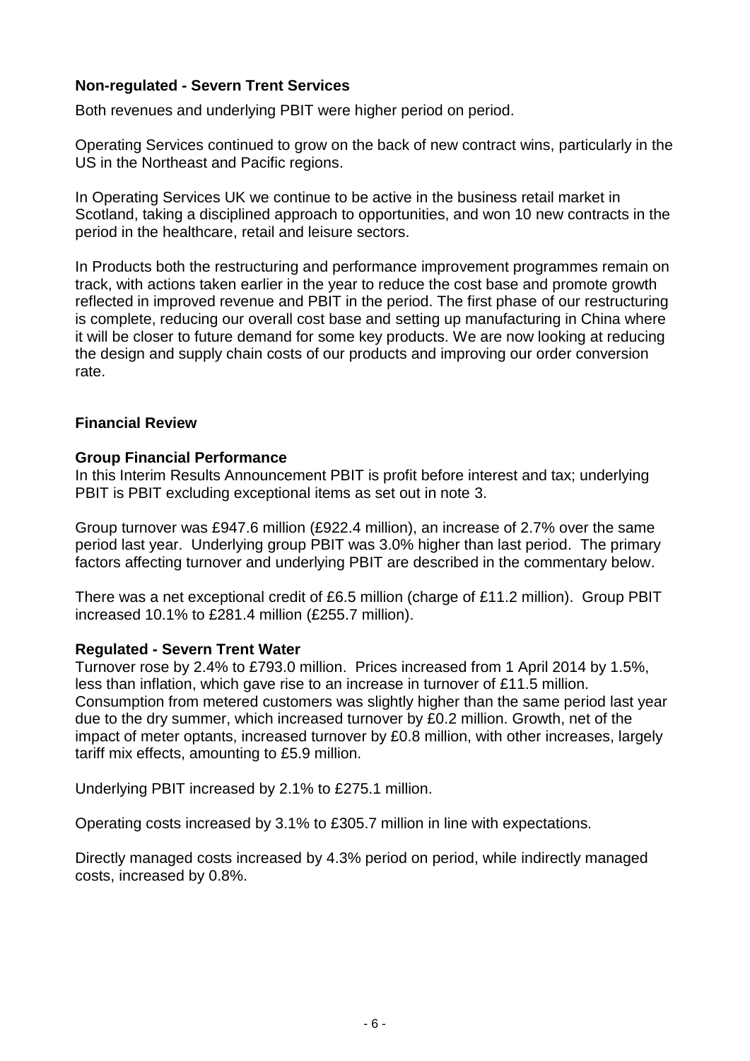### Non-regulated - Severn Trent Services

Both revenues and underlying PBIT were higher period on period.

Operating Services continued to grow on the back of new contract wins, particularly in the US in the Northeast and Pacific regions.

In Operating Services UK we continue to be active in the business retail market in Scotland, taking a disciplined approach to opportunities, and won 10 new contracts in the period in the healthcare, retail and leisure sectors.

In Products both the restructuring and performance improvement programmes remain on track, with actions taken earlier in the year to reduce the cost base and promote growth reflected in improved revenue and PBIT in the period. The first phase of our restructuring is complete, reducing our overall cost base and setting up manufacturing in China where it will be closer to future demand for some key products. We are now looking at reducing the design and supply chain costs of our products and improving our order conversion rate.

## Financial Review

### Group Financial Performance

In this Interim Results Announcement PBIT is profit before interest and tax; underlying PBIT is PBIT excluding exceptional items as set out in note 3.

Group turnover was £947.6 million (£922.4 million), an increase of 2.7% over the same period last year. Underlying group PBIT was 3.0% higher than last period. The primary factors affecting turnover and underlying PBIT are described in the commentary below.

There was a net exceptional credit of £6.5 million (charge of £11.2 million). Group PBIT increased 10.1% to £281.4 million (£255.7 million).

### Regulated - Severn Trent Water

Turnover rose by 2.4% to £793.0 million. Prices increased from 1 April 2014 by 1.5%, less than inflation, which gave rise to an increase in turnover of £11.5 million. Consumption from metered customers was slightly higher than the same period last year due to the dry summer, which increased turnover by £0.2 million. Growth, net of the impact of meter optants, increased turnover by £0.8 million, with other increases, largely tariff mix effects, amounting to £5.9 million.

Underlying PBIT increased by 2.1% to £275.1 million.

Operating costs increased by 3.1% to £305.7 million in line with expectations.

Directly managed costs increased by 4.3% period on period, while indirectly managed costs, increased by 0.8%.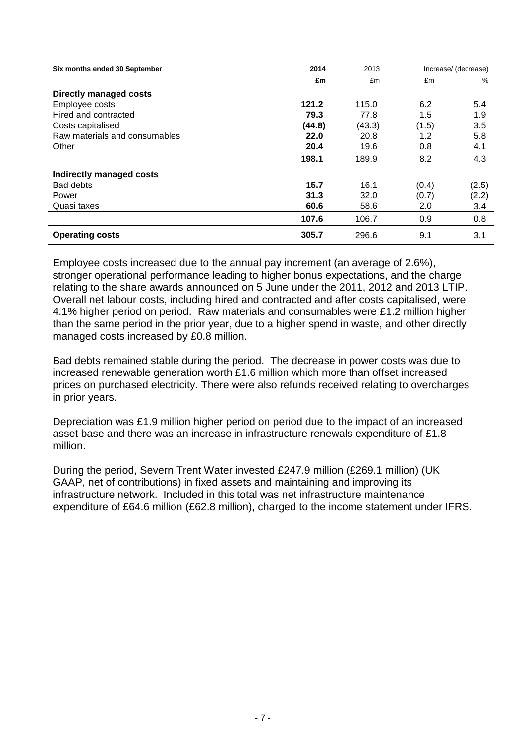| Six months ended 30 September | 2014 | 2013 | Increase/ (decrease) | |
|---|---|---|---|---|
| | **£m** | £m | £m | % |
| **Directly managed costs** | | | | |
| Employee costs | **121.2** | 115.0 | 6.2 | 5.4 |
| Hired and contracted | **79.3** | 77.8 | 1.5 | 1.9 |
| Costs capitalised | **(44.8)** | (43.3) | (1.5) | 3.5 |
| Raw materials and consumables | **22.0** | 20.8 | 1.2 | 5.8 |
| Other | **20.4** | 19.6 | 0.8 | 4.1 |
| | **198.1** | 189.9 | 8.2 | 4.3 |
| **Indirectly managed costs** | | | | |
| Bad debts | **15.7** | 16.1 | (0.4) | (2.5) |
| Power | **31.3** | 32.0 | (0.7) | (2.2) |
| Quasi taxes | **60.6** | 58.6 | 2.0 | 3.4 |
| | **107.6** | 106.7 | 0.9 | 0.8 |
| **Operating costs** | **305.7** | 296.6 | 9.1 | 3.1 |

Employee costs increased due to the annual pay increment (an average of 2.6%), stronger operational performance leading to higher bonus expectations, and the charge relating to the share awards announced on 5 June under the 2011, 2012 and 2013 LTIP. Overall net labour costs, including hired and contracted and after costs capitalised, were 4.1% higher period on period. Raw materials and consumables were £1.2 million higher than the same period in the prior year, due to a higher spend in waste, and other directly managed costs increased by £0.8 million.

Bad debts remained stable during the period. The decrease in power costs was due to increased renewable generation worth £1.6 million which more than offset increased prices on purchased electricity. There were also refunds received relating to overcharges in prior years.

Depreciation was £1.9 million higher period on period due to the impact of an increased asset base and there was an increase in infrastructure renewals expenditure of £1.8 million.

During the period, Severn Trent Water invested £247.9 million (£269.1 million) (UK GAAP, net of contributions) in fixed assets and maintaining and improving its infrastructure network. Included in this total was net infrastructure maintenance expenditure of £64.6 million (£62.8 million), charged to the income statement under IFRS.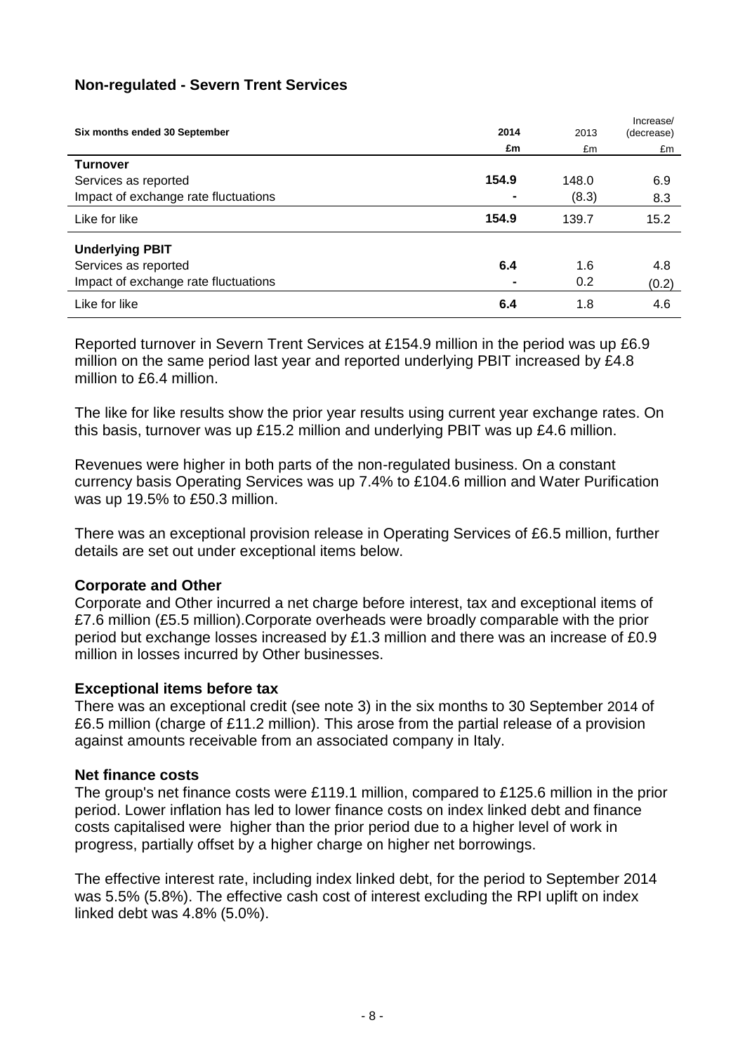## Non-regulated - Severn Trent Services

| Six months ended 30 September | 2014 | 2013 | Increase/ (decrease) |
|---|---|---|---|
| | £m | £m | £m |
| **Turnover** | | | |
| Services as reported | **154.9** | 148.0 | 6.9 |
| Impact of exchange rate fluctuations | **-** | (8.3) | 8.3 |
| Like for like | **154.9** | 139.7 | 15.2 |
| **Underlying PBIT** | | | |
| Services as reported | **6.4** | 1.6 | 4.8 |
| Impact of exchange rate fluctuations | **-** | 0.2 | (0.2) |
| Like for like | **6.4** | 1.8 | 4.6 |

Reported turnover in Severn Trent Services at £154.9 million in the period was up £6.9 million on the same period last year and reported underlying PBIT increased by £4.8 million to £6.4 million.

The like for like results show the prior year results using current year exchange rates. On this basis, turnover was up £15.2 million and underlying PBIT was up £4.6 million.

Revenues were higher in both parts of the non-regulated business. On a constant currency basis Operating Services was up 7.4% to £104.6 million and Water Purification was up 19.5% to £50.3 million.

There was an exceptional provision release in Operating Services of £6.5 million, further details are set out under exceptional items below.

### Corporate and Other

Corporate and Other incurred a net charge before interest, tax and exceptional items of £7.6 million (£5.5 million).Corporate overheads were broadly comparable with the prior period but exchange losses increased by £1.3 million and there was an increase of £0.9 million in losses incurred by Other businesses.

### Exceptional items before tax

There was an exceptional credit (see note 3) in the six months to 30 September 2014 of £6.5 million (charge of £11.2 million). This arose from the partial release of a provision against amounts receivable from an associated company in Italy.

### Net finance costs

The group's net finance costs were £119.1 million, compared to £125.6 million in the prior period. Lower inflation has led to lower finance costs on index linked debt and finance costs capitalised were higher than the prior period due to a higher level of work in progress, partially offset by a higher charge on higher net borrowings.

The effective interest rate, including index linked debt, for the period to September 2014 was 5.5% (5.8%). The effective cash cost of interest excluding the RPI uplift on index linked debt was 4.8% (5.0%).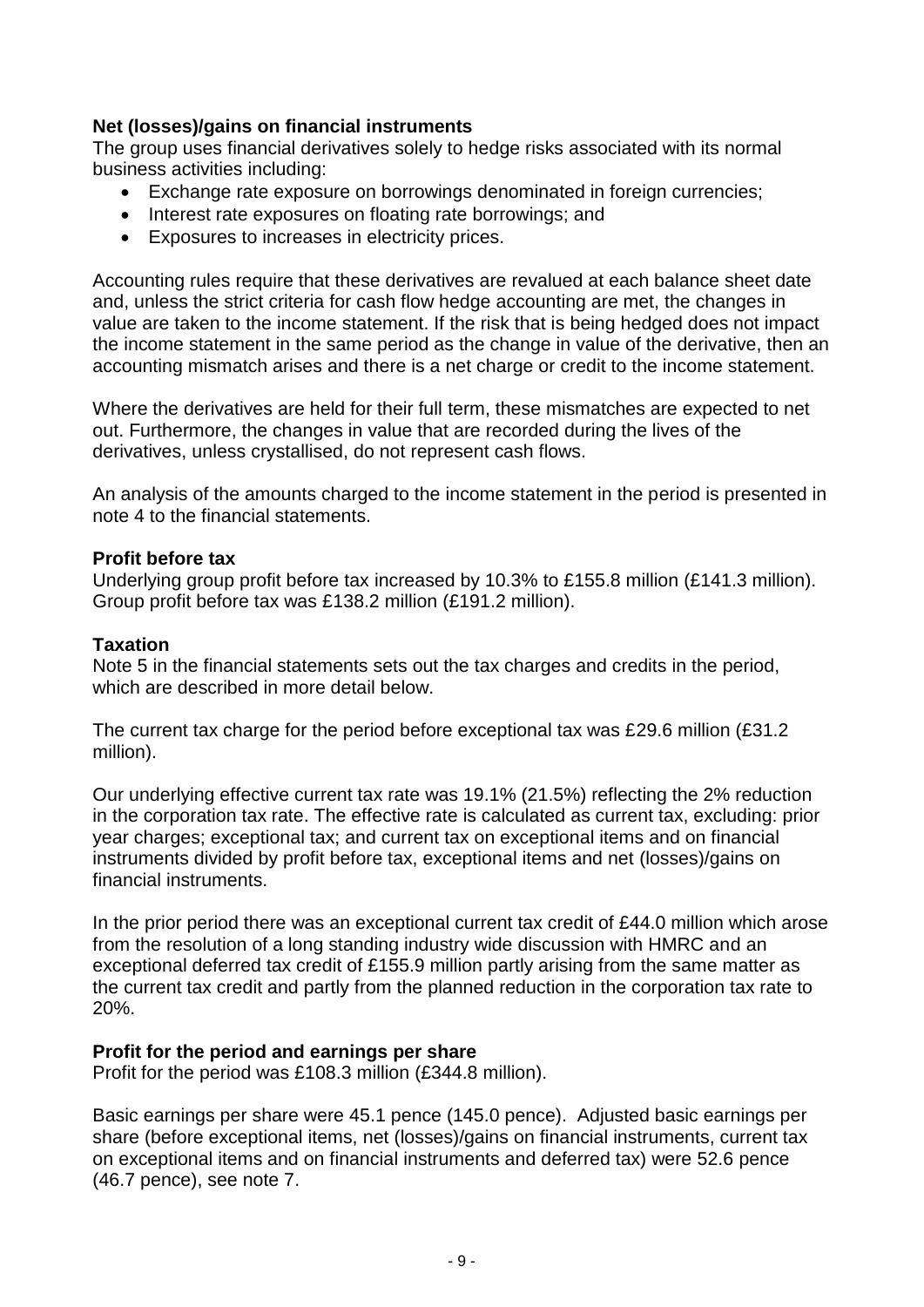**Net (losses)/gains on financial instruments**

The group uses financial derivatives solely to hedge risks associated with its normal business activities including:

- Exchange rate exposure on borrowings denominated in foreign currencies;
- Interest rate exposures on floating rate borrowings; and
- Exposures to increases in electricity prices.

Accounting rules require that these derivatives are revalued at each balance sheet date and, unless the strict criteria for cash flow hedge accounting are met, the changes in value are taken to the income statement. If the risk that is being hedged does not impact the income statement in the same period as the change in value of the derivative, then an accounting mismatch arises and there is a net charge or credit to the income statement.

Where the derivatives are held for their full term, these mismatches are expected to net out. Furthermore, the changes in value that are recorded during the lives of the derivatives, unless crystallised, do not represent cash flows.

An analysis of the amounts charged to the income statement in the period is presented in note 4 to the financial statements.

**Profit before tax**

Underlying group profit before tax increased by 10.3% to £155.8 million (£141.3 million). Group profit before tax was £138.2 million (£191.2 million).

**Taxation**

Note 5 in the financial statements sets out the tax charges and credits in the period, which are described in more detail below.

The current tax charge for the period before exceptional tax was £29.6 million (£31.2 million).

Our underlying effective current tax rate was 19.1% (21.5%) reflecting the 2% reduction in the corporation tax rate. The effective rate is calculated as current tax, excluding: prior year charges; exceptional tax; and current tax on exceptional items and on financial instruments divided by profit before tax, exceptional items and net (losses)/gains on financial instruments.

In the prior period there was an exceptional current tax credit of £44.0 million which arose from the resolution of a long standing industry wide discussion with HMRC and an exceptional deferred tax credit of £155.9 million partly arising from the same matter as the current tax credit and partly from the planned reduction in the corporation tax rate to 20%.

**Profit for the period and earnings per share**

Profit for the period was £108.3 million (£344.8 million).

Basic earnings per share were 45.1 pence (145.0 pence). Adjusted basic earnings per share (before exceptional items, net (losses)/gains on financial instruments, current tax on exceptional items and on financial instruments and deferred tax) were 52.6 pence (46.7 pence), see note 7.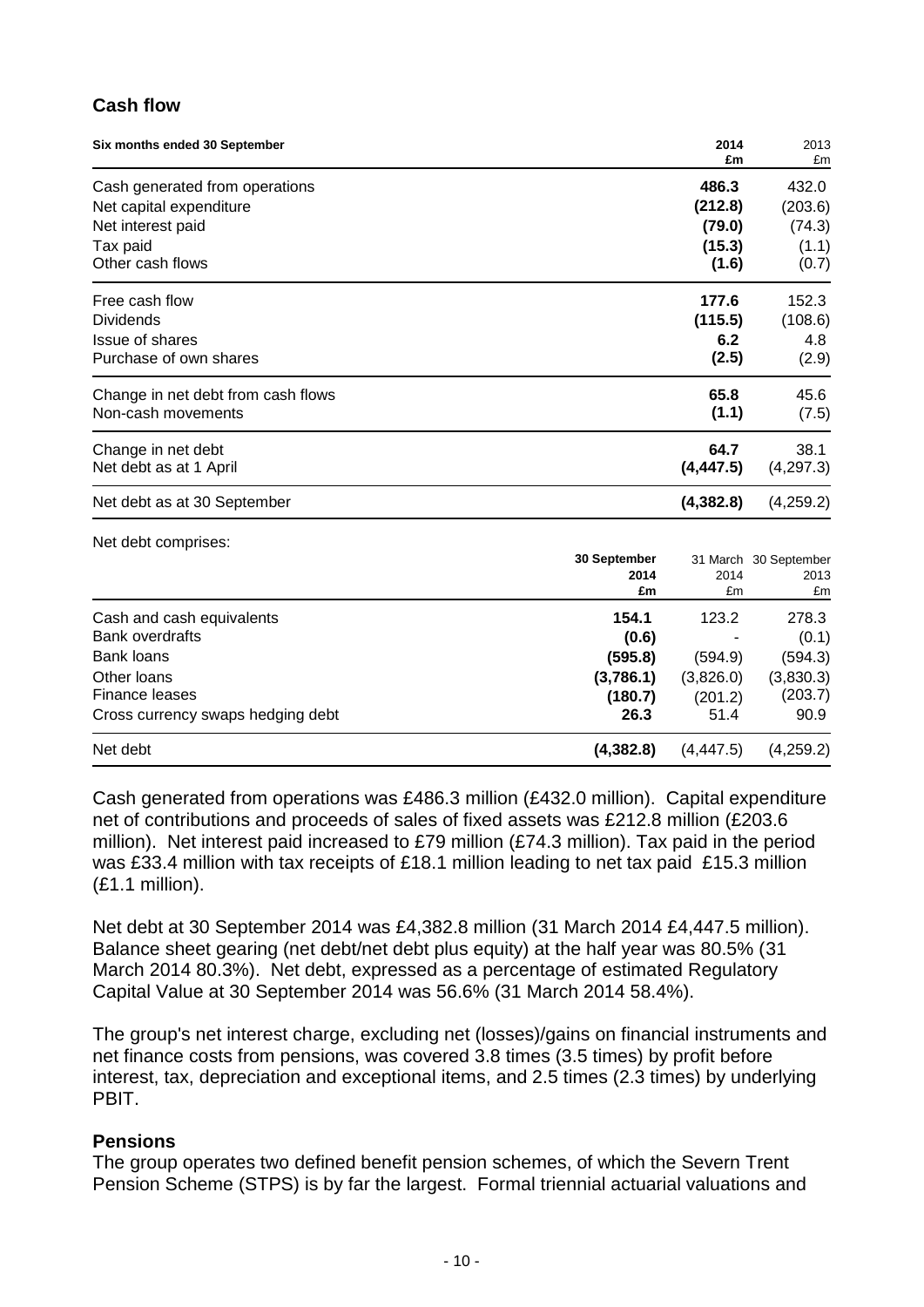## Cash flow

| Six months ended 30 September | 2014 £m | 2013 £m |
|---|---|---|
| Cash generated from operations | **486.3** | 432.0 |
| Net capital expenditure | **(212.8)** | (203.6) |
| Net interest paid | **(79.0)** | (74.3) |
| Tax paid | **(15.3)** | (1.1) |
| Other cash flows | **(1.6)** | (0.7) |
| Free cash flow | **177.6** | 152.3 |
| Dividends | **(115.5)** | (108.6) |
| Issue of shares | **6.2** | 4.8 |
| Purchase of own shares | **(2.5)** | (2.9) |
| Change in net debt from cash flows | **65.8** | 45.6 |
| Non-cash movements | **(1.1)** | (7.5) |
| Change in net debt | **64.7** | 38.1 |
| Net debt as at 1 April | **(4,447.5)** | (4,297.3) |
| Net debt as at 30 September | **(4,382.8)** | (4,259.2) |

Net debt comprises:

| | 30 September 2014 £m | 31 March 2014 £m | 30 September 2013 £m |
|---|---|---|---|
| Cash and cash equivalents | **154.1** | 123.2 | 278.3 |
| Bank overdrafts | **(0.6)** | - | (0.1) |
| Bank loans | **(595.8)** | (594.9) | (594.3) |
| Other loans | **(3,786.1)** | (3,826.0) | (3,830.3) |
| Finance leases | **(180.7)** | (201.2) | (203.7) |
| Cross currency swaps hedging debt | **26.3** | 51.4 | 90.9 |
| Net debt | **(4,382.8)** | (4,447.5) | (4,259.2) |

Cash generated from operations was £486.3 million (£432.0 million). Capital expenditure net of contributions and proceeds of sales of fixed assets was £212.8 million (£203.6 million). Net interest paid increased to £79 million (£74.3 million). Tax paid in the period was £33.4 million with tax receipts of £18.1 million leading to net tax paid £15.3 million (£1.1 million).

Net debt at 30 September 2014 was £4,382.8 million (31 March 2014 £4,447.5 million). Balance sheet gearing (net debt/net debt plus equity) at the half year was 80.5% (31 March 2014 80.3%). Net debt, expressed as a percentage of estimated Regulatory Capital Value at 30 September 2014 was 56.6% (31 March 2014 58.4%).

The group's net interest charge, excluding net (losses)/gains on financial instruments and net finance costs from pensions, was covered 3.8 times (3.5 times) by profit before interest, tax, depreciation and exceptional items, and 2.5 times (2.3 times) by underlying PBIT.

## Pensions

The group operates two defined benefit pension schemes, of which the Severn Trent Pension Scheme (STPS) is by far the largest. Formal triennial actuarial valuations and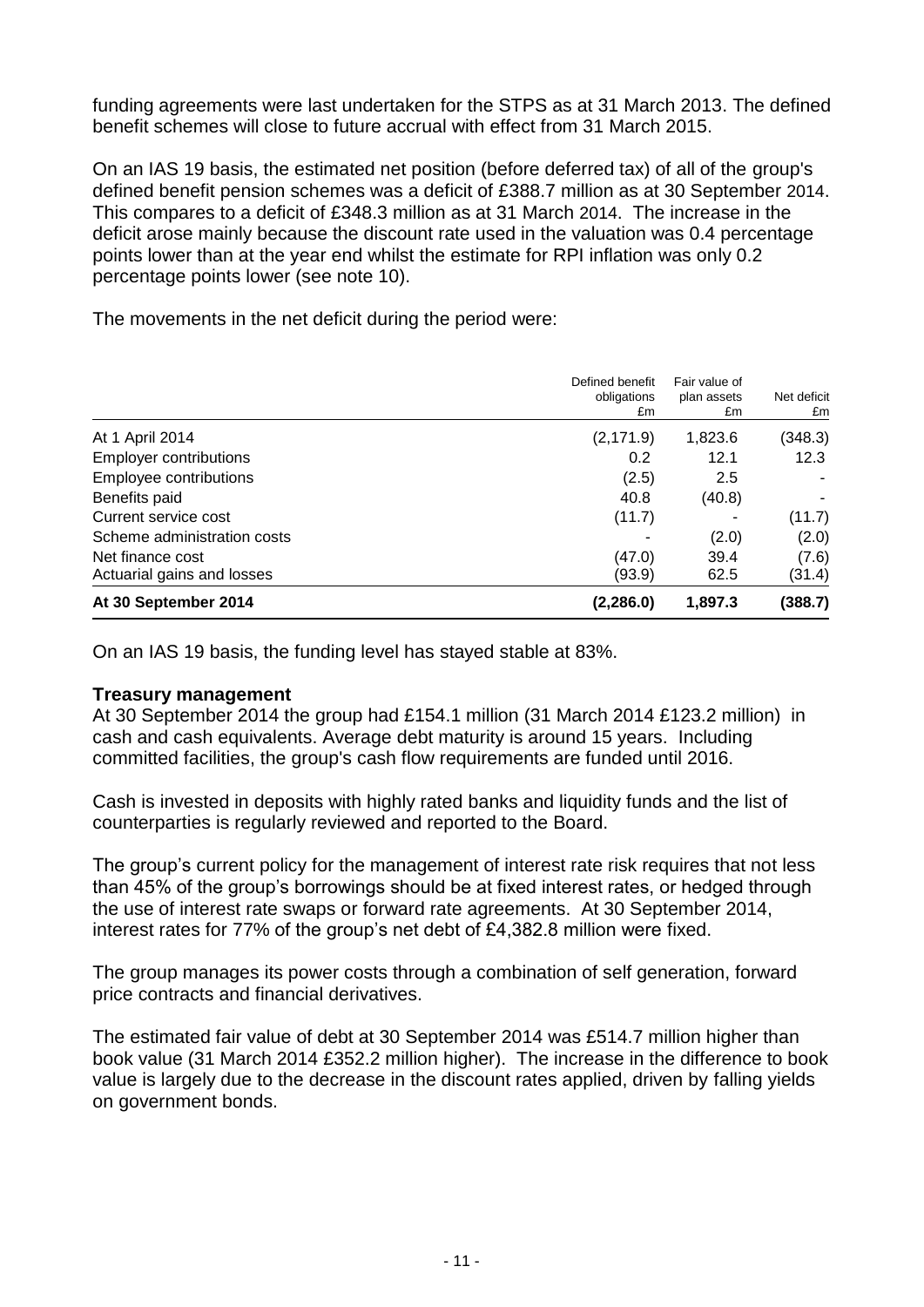funding agreements were last undertaken for the STPS as at 31 March 2013. The defined benefit schemes will close to future accrual with effect from 31 March 2015.

On an IAS 19 basis, the estimated net position (before deferred tax) of all of the group's defined benefit pension schemes was a deficit of £388.7 million as at 30 September 2014. This compares to a deficit of £348.3 million as at 31 March 2014. The increase in the deficit arose mainly because the discount rate used in the valuation was 0.4 percentage points lower than at the year end whilst the estimate for RPI inflation was only 0.2 percentage points lower (see note 10).

The movements in the net deficit during the period were:

| | Defined benefit obligations £m | Fair value of plan assets £m | Net deficit £m |
|---|---|---|---|
| At 1 April 2014 | (2,171.9) | 1,823.6 | (348.3) |
| Employer contributions | 0.2 | 12.1 | 12.3 |
| Employee contributions | (2.5) | 2.5 | - |
| Benefits paid | 40.8 | (40.8) | - |
| Current service cost | (11.7) | - | (11.7) |
| Scheme administration costs | - | (2.0) | (2.0) |
| Net finance cost | (47.0) | 39.4 | (7.6) |
| Actuarial gains and losses | (93.9) | 62.5 | (31.4) |
| **At 30 September 2014** | **(2,286.0)** | **1,897.3** | **(388.7)** |

On an IAS 19 basis, the funding level has stayed stable at 83%.

**Treasury management**

At 30 September 2014 the group had £154.1 million (31 March 2014 £123.2 million) in cash and cash equivalents. Average debt maturity is around 15 years. Including committed facilities, the group's cash flow requirements are funded until 2016.

Cash is invested in deposits with highly rated banks and liquidity funds and the list of counterparties is regularly reviewed and reported to the Board.

The group's current policy for the management of interest rate risk requires that not less than 45% of the group's borrowings should be at fixed interest rates, or hedged through the use of interest rate swaps or forward rate agreements. At 30 September 2014, interest rates for 77% of the group's net debt of £4,382.8 million were fixed.

The group manages its power costs through a combination of self generation, forward price contracts and financial derivatives.

The estimated fair value of debt at 30 September 2014 was £514.7 million higher than book value (31 March 2014 £352.2 million higher). The increase in the difference to book value is largely due to the decrease in the discount rates applied, driven by falling yields on government bonds.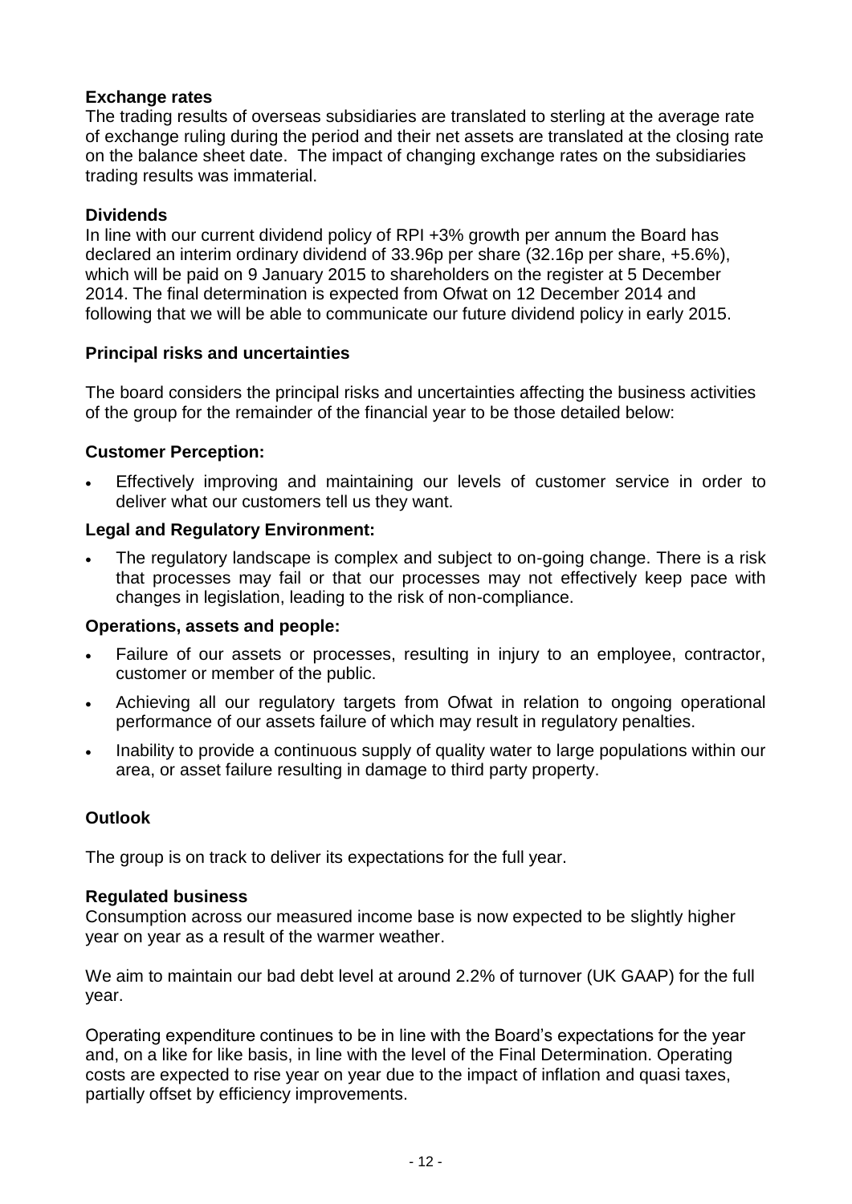**Exchange rates**

The trading results of overseas subsidiaries are translated to sterling at the average rate of exchange ruling during the period and their net assets are translated at the closing rate on the balance sheet date. The impact of changing exchange rates on the subsidiaries trading results was immaterial.

**Dividends**

In line with our current dividend policy of RPI +3% growth per annum the Board has declared an interim ordinary dividend of 33.96p per share (32.16p per share, +5.6%), which will be paid on 9 January 2015 to shareholders on the register at 5 December 2014. The final determination is expected from Ofwat on 12 December 2014 and following that we will be able to communicate our future dividend policy in early 2015.

**Principal risks and uncertainties**

The board considers the principal risks and uncertainties affecting the business activities of the group for the remainder of the financial year to be those detailed below:

**Customer Perception:**

- Effectively improving and maintaining our levels of customer service in order to deliver what our customers tell us they want.

**Legal and Regulatory Environment:**

- The regulatory landscape is complex and subject to on-going change. There is a risk that processes may fail or that our processes may not effectively keep pace with changes in legislation, leading to the risk of non-compliance.

**Operations, assets and people:**

- Failure of our assets or processes, resulting in injury to an employee, contractor, customer or member of the public.
- Achieving all our regulatory targets from Ofwat in relation to ongoing operational performance of our assets failure of which may result in regulatory penalties.
- Inability to provide a continuous supply of quality water to large populations within our area, or asset failure resulting in damage to third party property.

**Outlook**

The group is on track to deliver its expectations for the full year.

**Regulated business**

Consumption across our measured income base is now expected to be slightly higher year on year as a result of the warmer weather.

We aim to maintain our bad debt level at around 2.2% of turnover (UK GAAP) for the full year.

Operating expenditure continues to be in line with the Board's expectations for the year and, on a like for like basis, in line with the level of the Final Determination. Operating costs are expected to rise year on year due to the impact of inflation and quasi taxes, partially offset by efficiency improvements.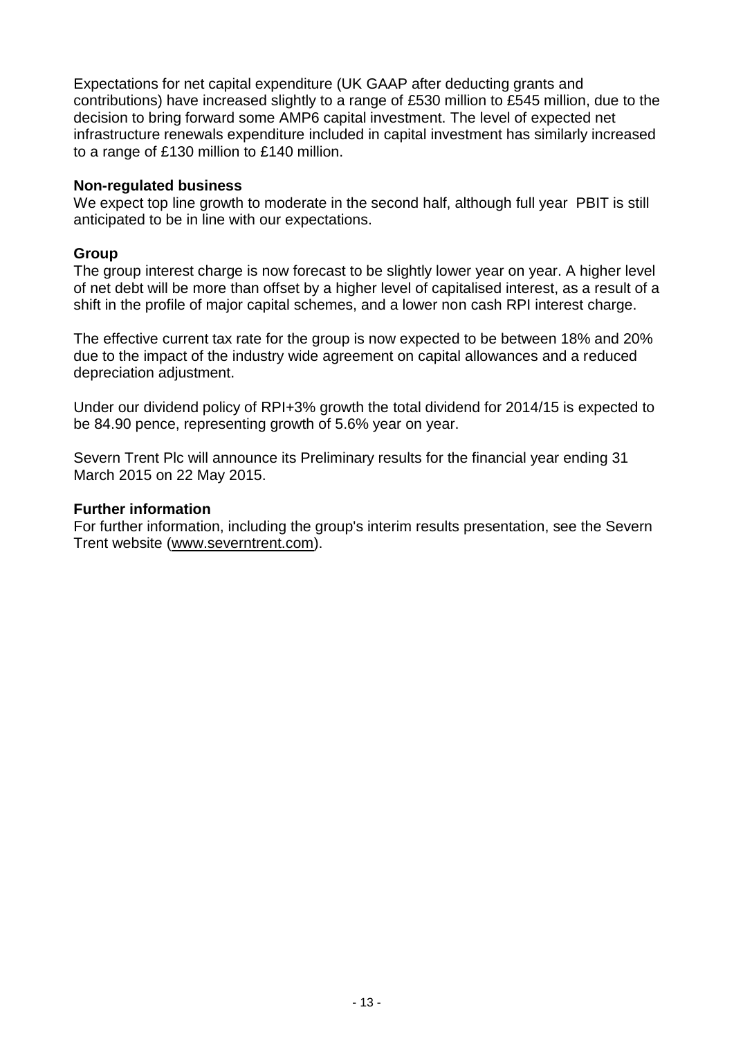Expectations for net capital expenditure (UK GAAP after deducting grants and contributions) have increased slightly to a range of £530 million to £545 million, due to the decision to bring forward some AMP6 capital investment. The level of expected net infrastructure renewals expenditure included in capital investment has similarly increased to a range of £130 million to £140 million.

**Non-regulated business**

We expect top line growth to moderate in the second half, although full year PBIT is still anticipated to be in line with our expectations.

**Group**

The group interest charge is now forecast to be slightly lower year on year. A higher level of net debt will be more than offset by a higher level of capitalised interest, as a result of a shift in the profile of major capital schemes, and a lower non cash RPI interest charge.

The effective current tax rate for the group is now expected to be between 18% and 20% due to the impact of the industry wide agreement on capital allowances and a reduced depreciation adjustment.

Under our dividend policy of RPI+3% growth the total dividend for 2014/15 is expected to be 84.90 pence, representing growth of 5.6% year on year.

Severn Trent Plc will announce its Preliminary results for the financial year ending 31 March 2015 on 22 May 2015.

**Further information**

For further information, including the group's interim results presentation, see the Severn Trent website (www.severntrent.com).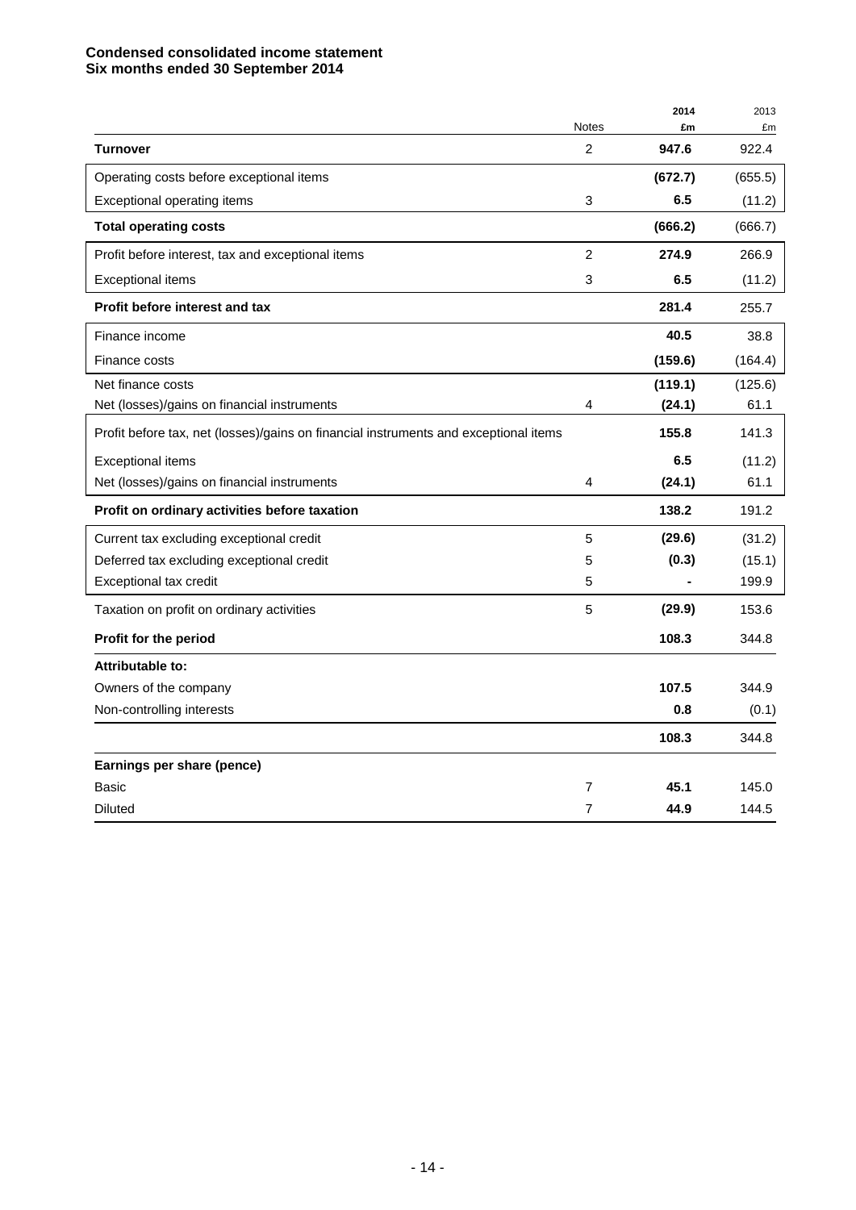**Condensed consolidated income statement**
**Six months ended 30 September 2014**

| | Notes | 2014 £m | 2013 £m |
|---|---|---|---|
| **Turnover** | 2 | **947.6** | 922.4 |
| Operating costs before exceptional items | | **(672.7)** | (655.5) |
| Exceptional operating items | 3 | **6.5** | (11.2) |
| **Total operating costs** | | **(666.2)** | (666.7) |
| Profit before interest, tax and exceptional items | 2 | **274.9** | 266.9 |
| Exceptional items | 3 | **6.5** | (11.2) |
| **Profit before interest and tax** | | **281.4** | 255.7 |
| Finance income | | **40.5** | 38.8 |
| Finance costs | | **(159.6)** | (164.4) |
| Net finance costs | | **(119.1)** | (125.6) |
| Net (losses)/gains on financial instruments | 4 | **(24.1)** | 61.1 |
| Profit before tax, net (losses)/gains on financial instruments and exceptional items | | **155.8** | 141.3 |
| Exceptional items | | **6.5** | (11.2) |
| Net (losses)/gains on financial instruments | 4 | **(24.1)** | 61.1 |
| **Profit on ordinary activities before taxation** | | **138.2** | 191.2 |
| Current tax excluding exceptional credit | 5 | **(29.6)** | (31.2) |
| Deferred tax excluding exceptional credit | 5 | **(0.3)** | (15.1) |
| Exceptional tax credit | 5 | **-** | 199.9 |
| Taxation on profit on ordinary activities | 5 | **(29.9)** | 153.6 |
| **Profit for the period** | | **108.3** | 344.8 |
| **Attributable to:** | | | |
| Owners of the company | | **107.5** | 344.9 |
| Non-controlling interests | | **0.8** | (0.1) |
| | | **108.3** | 344.8 |
| **Earnings per share (pence)** | | | |
| Basic | 7 | **45.1** | 145.0 |
| Diluted | 7 | **44.9** | 144.5 |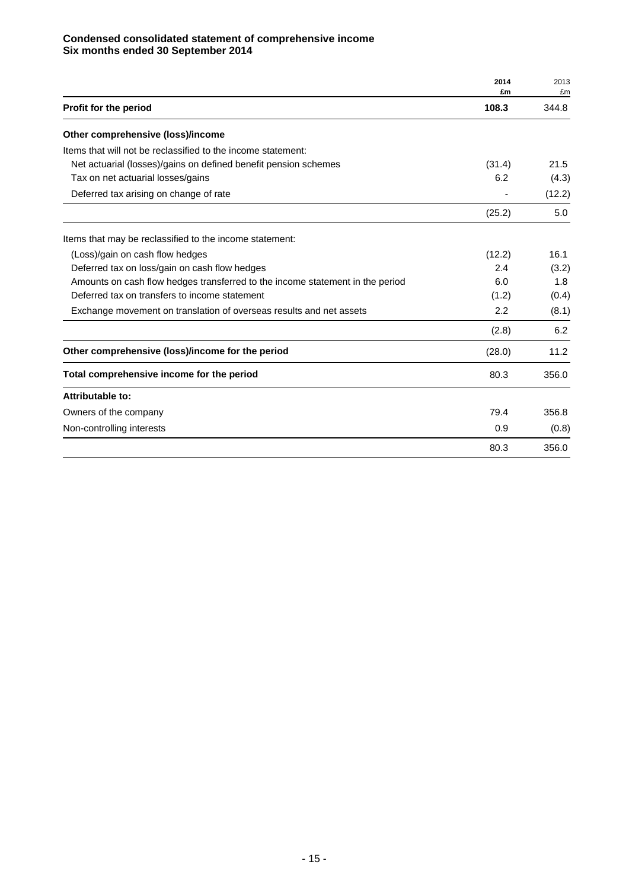**Condensed consolidated statement of comprehensive income**
**Six months ended 30 September 2014**

| | 2014 £m | 2013 £m |
|---|---|---|
| **Profit for the period** | **108.3** | 344.8 |
| **Other comprehensive (loss)/income** | | |
| Items that will not be reclassified to the income statement: | | |
| Net actuarial (losses)/gains on defined benefit pension schemes | (31.4) | 21.5 |
| Tax on net actuarial losses/gains | 6.2 | (4.3) |
| Deferred tax arising on change of rate | - | (12.2) |
| | (25.2) | 5.0 |
| Items that may be reclassified to the income statement: | | |
| (Loss)/gain on cash flow hedges | (12.2) | 16.1 |
| Deferred tax on loss/gain on cash flow hedges | 2.4 | (3.2) |
| Amounts on cash flow hedges transferred to the income statement in the period | 6.0 | 1.8 |
| Deferred tax on transfers to income statement | (1.2) | (0.4) |
| Exchange movement on translation of overseas results and net assets | 2.2 | (8.1) |
| | (2.8) | 6.2 |
| **Other comprehensive (loss)/income for the period** | (28.0) | 11.2 |
| **Total comprehensive income for the period** | 80.3 | 356.0 |
| **Attributable to:** | | |
| Owners of the company | 79.4 | 356.8 |
| Non-controlling interests | 0.9 | (0.8) |
| | 80.3 | 356.0 |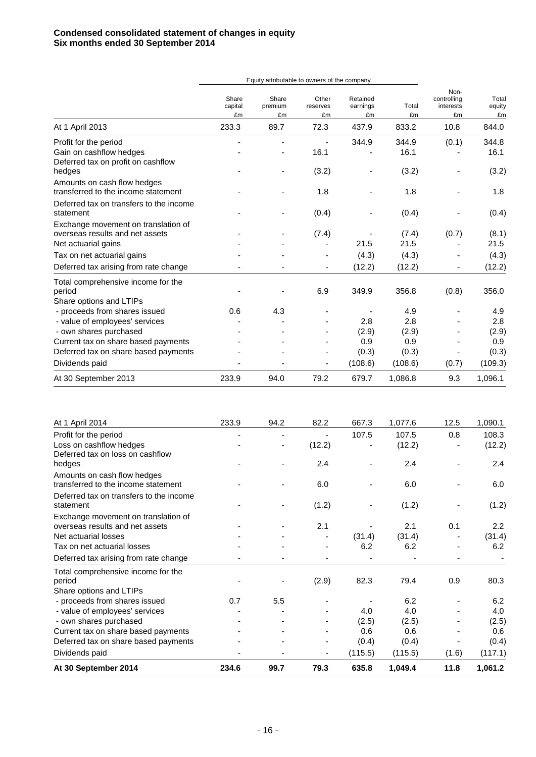**Condensed consolidated statement of changes in equity**
**Six months ended 30 September 2014**

| | Equity attributable to owners of the company | | | | | | |
|---|---|---|---|---|---|---|---|
| | Share capital £m | Share premium £m | Other reserves £m | Retained earnings £m | Total £m | Non-controlling interests £m | Total equity £m |
| At 1 April 2013 | 233.3 | 89.7 | 72.3 | 437.9 | 833.2 | 10.8 | 844.0 |
| Profit for the period | - | - | - | 344.9 | 344.9 | (0.1) | 344.8 |
| Gain on cashflow hedges | - | - | 16.1 | - | 16.1 | - | 16.1 |
| Deferred tax on profit on cashflow hedges | - | - | (3.2) | - | (3.2) | - | (3.2) |
| Amounts on cash flow hedges transferred to the income statement | - | - | 1.8 | - | 1.8 | - | 1.8 |
| Deferred tax on transfers to the income statement | - | - | (0.4) | - | (0.4) | - | (0.4) |
| Exchange movement on translation of overseas results and net assets | - | - | (7.4) | - | (7.4) | (0.7) | (8.1) |
| Net actuarial gains | - | - | - | 21.5 | 21.5 | - | 21.5 |
| Tax on net actuarial gains | - | - | - | (4.3) | (4.3) | - | (4.3) |
| Deferred tax arising from rate change | - | - | - | (12.2) | (12.2) | - | (12.2) |
| Total comprehensive income for the period | - | - | 6.9 | 349.9 | 356.8 | (0.8) | 356.0 |
| Share options and LTIPs | | | | | | | |
| - proceeds from shares issued | 0.6 | 4.3 | - | - | 4.9 | - | 4.9 |
| - value of employees' services | - | - | - | 2.8 | 2.8 | - | 2.8 |
| - own shares purchased | - | - | - | (2.9) | (2.9) | - | (2.9) |
| Current tax on share based payments | - | - | - | 0.9 | 0.9 | - | 0.9 |
| Deferred tax on share based payments | - | - | - | (0.3) | (0.3) | - | (0.3) |
| Dividends paid | - | - | - | (108.6) | (108.6) | (0.7) | (109.3) |
| At 30 September 2013 | 233.9 | 94.0 | 79.2 | 679.7 | 1,086.8 | 9.3 | 1,096.1 |
| | | | | | | | |
| At 1 April 2014 | 233.9 | 94.2 | 82.2 | 667.3 | 1,077.6 | 12.5 | 1,090.1 |
| Profit for the period | - | - | - | 107.5 | 107.5 | 0.8 | 108.3 |
| Loss on cashflow hedges | - | - | (12.2) | - | (12.2) | - | (12.2) |
| Deferred tax on loss on cashflow hedges | - | - | 2.4 | - | 2.4 | - | 2.4 |
| Amounts on cash flow hedges transferred to the income statement | - | - | 6.0 | - | 6.0 | - | 6.0 |
| Deferred tax on transfers to the income statement | - | - | (1.2) | - | (1.2) | - | (1.2) |
| Exchange movement on translation of overseas results and net assets | - | - | 2.1 | - | 2.1 | 0.1 | 2.2 |
| Net actuarial losses | - | - | - | (31.4) | (31.4) | - | (31.4) |
| Tax on net actuarial losses | - | - | - | 6.2 | 6.2 | - | 6.2 |
| Deferred tax arising from rate change | - | - | - | - | - | - | - |
| Total comprehensive income for the period | - | - | (2.9) | 82.3 | 79.4 | 0.9 | 80.3 |
| Share options and LTIPs | | | | | | | |
| - proceeds from shares issued | 0.7 | 5.5 | - | - | 6.2 | - | 6.2 |
| - value of employees' services | - | - | - | 4.0 | 4.0 | - | 4.0 |
| - own shares purchased | - | - | - | (2.5) | (2.5) | - | (2.5) |
| Current tax on share based payments | - | - | - | 0.6 | 0.6 | - | 0.6 |
| Deferred tax on share based payments | - | - | - | (0.4) | (0.4) | - | (0.4) |
| Dividends paid | - | - | - | (115.5) | (115.5) | (1.6) | (117.1) |
| **At 30 September 2014** | **234.6** | **99.7** | **79.3** | **635.8** | **1,049.4** | **11.8** | **1,061.2** |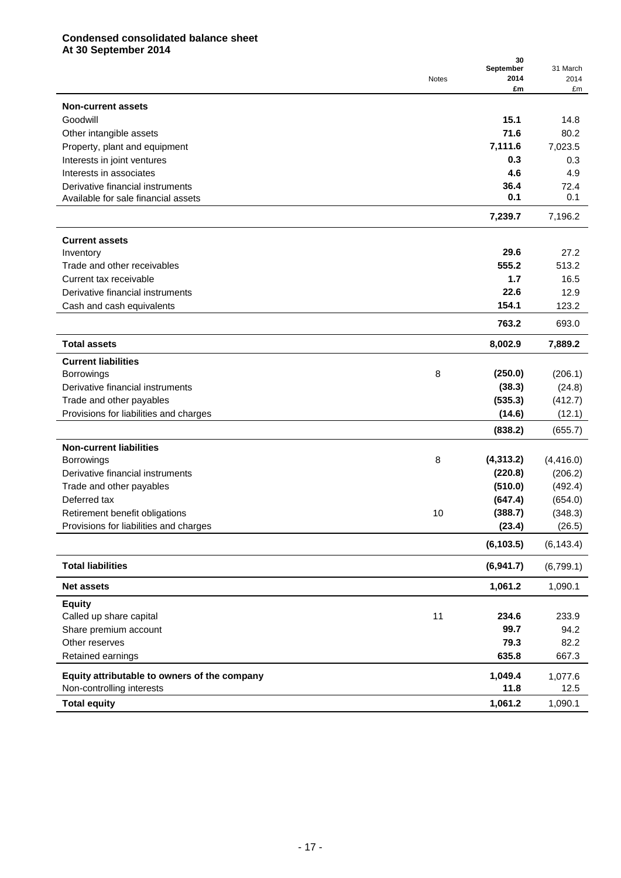**Condensed consolidated balance sheet**
**At 30 September 2014**

| | Notes | 30 September 2014 £m | 31 March 2014 £m |
|---|---|---|---|
| **Non-current assets** | | | |
| Goodwill | | **15.1** | 14.8 |
| Other intangible assets | | **71.6** | 80.2 |
| Property, plant and equipment | | **7,111.6** | 7,023.5 |
| Interests in joint ventures | | **0.3** | 0.3 |
| Interests in associates | | **4.6** | 4.9 |
| Derivative financial instruments | | **36.4** | 72.4 |
| Available for sale financial assets | | **0.1** | 0.1 |
| | | **7,239.7** | 7,196.2 |
| **Current assets** | | | |
| Inventory | | **29.6** | 27.2 |
| Trade and other receivables | | **555.2** | 513.2 |
| Current tax receivable | | **1.7** | 16.5 |
| Derivative financial instruments | | **22.6** | 12.9 |
| Cash and cash equivalents | | **154.1** | 123.2 |
| | | **763.2** | 693.0 |
| **Total assets** | | **8,002.9** | **7,889.2** |
| **Current liabilities** | | | |
| Borrowings | 8 | **(250.0)** | (206.1) |
| Derivative financial instruments | | **(38.3)** | (24.8) |
| Trade and other payables | | **(535.3)** | (412.7) |
| Provisions for liabilities and charges | | **(14.6)** | (12.1) |
| | | **(838.2)** | (655.7) |
| **Non-current liabilities** | | | |
| Borrowings | 8 | **(4,313.2)** | (4,416.0) |
| Derivative financial instruments | | **(220.8)** | (206.2) |
| Trade and other payables | | **(510.0)** | (492.4) |
| Deferred tax | | **(647.4)** | (654.0) |
| Retirement benefit obligations | 10 | **(388.7)** | (348.3) |
| Provisions for liabilities and charges | | **(23.4)** | (26.5) |
| | | **(6,103.5)** | (6,143.4) |
| **Total liabilities** | | **(6,941.7)** | (6,799.1) |
| **Net assets** | | **1,061.2** | 1,090.1 |
| **Equity** | | | |
| Called up share capital | 11 | **234.6** | 233.9 |
| Share premium account | | **99.7** | 94.2 |
| Other reserves | | **79.3** | 82.2 |
| Retained earnings | | **635.8** | 667.3 |
| **Equity attributable to owners of the company** | | **1,049.4** | 1,077.6 |
| Non-controlling interests | | **11.8** | 12.5 |
| **Total equity** | | **1,061.2** | 1,090.1 |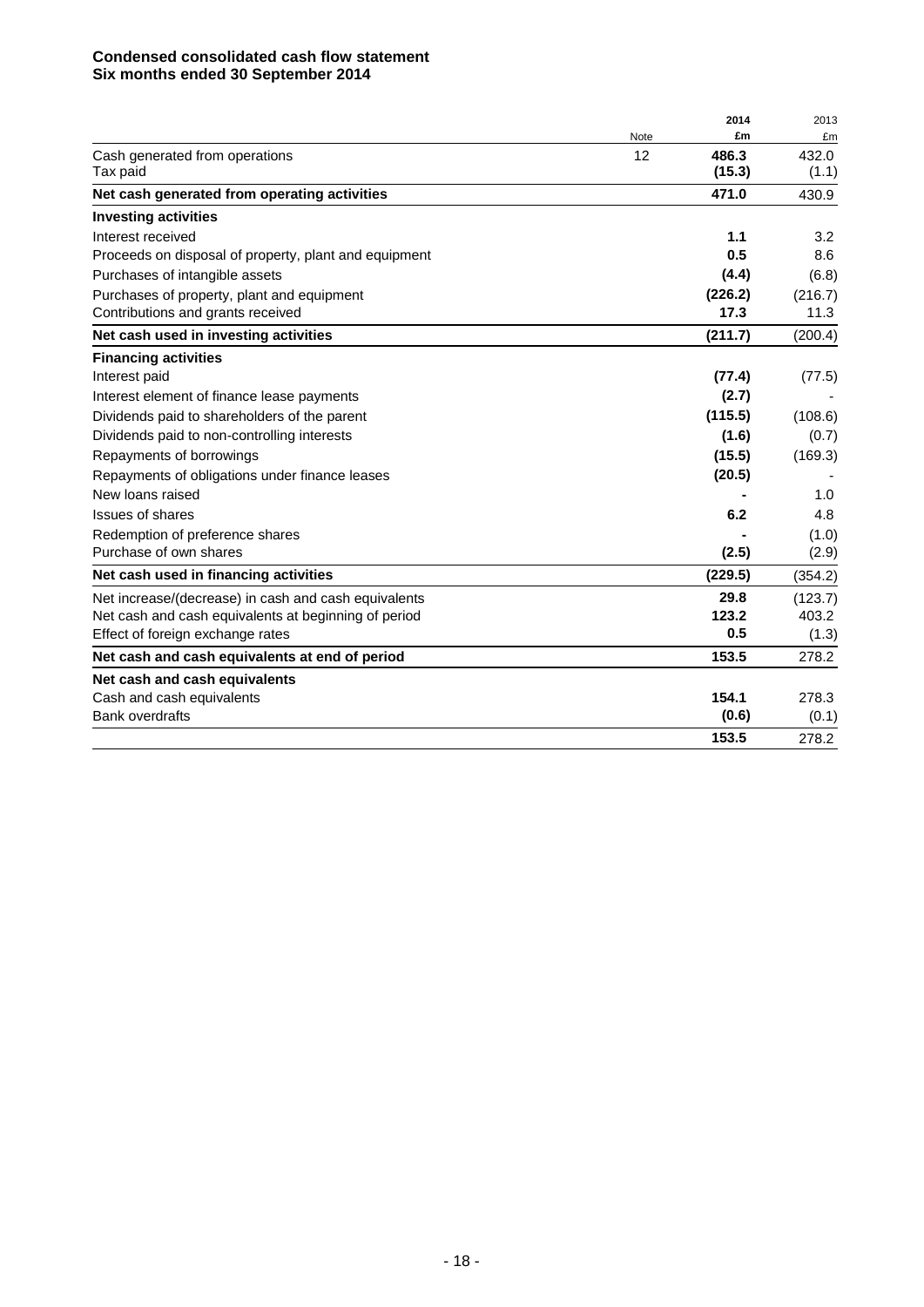**Condensed consolidated cash flow statement**
**Six months ended 30 September 2014**

| | Note | 2014 £m | 2013 £m |
|---|---|---|---|
| Cash generated from operations | 12 | **486.3** | 432.0 |
| Tax paid | | **(15.3)** | (1.1) |
| **Net cash generated from operating activities** | | **471.0** | 430.9 |
| **Investing activities** | | | |
| Interest received | | **1.1** | 3.2 |
| Proceeds on disposal of property, plant and equipment | | **0.5** | 8.6 |
| Purchases of intangible assets | | **(4.4)** | (6.8) |
| Purchases of property, plant and equipment | | **(226.2)** | (216.7) |
| Contributions and grants received | | **17.3** | 11.3 |
| **Net cash used in investing activities** | | **(211.7)** | (200.4) |
| **Financing activities** | | | |
| Interest paid | | **(77.4)** | (77.5) |
| Interest element of finance lease payments | | **(2.7)** | - |
| Dividends paid to shareholders of the parent | | **(115.5)** | (108.6) |
| Dividends paid to non-controlling interests | | **(1.6)** | (0.7) |
| Repayments of borrowings | | **(15.5)** | (169.3) |
| Repayments of obligations under finance leases | | **(20.5)** | - |
| New loans raised | | **-** | 1.0 |
| Issues of shares | | **6.2** | 4.8 |
| Redemption of preference shares | | **-** | (1.0) |
| Purchase of own shares | | **(2.5)** | (2.9) |
| **Net cash used in financing activities** | | **(229.5)** | (354.2) |
| Net increase/(decrease) in cash and cash equivalents | | **29.8** | (123.7) |
| Net cash and cash equivalents at beginning of period | | **123.2** | 403.2 |
| Effect of foreign exchange rates | | **0.5** | (1.3) |
| **Net cash and cash equivalents at end of period** | | **153.5** | 278.2 |
| **Net cash and cash equivalents** | | | |
| Cash and cash equivalents | | **154.1** | 278.3 |
| Bank overdrafts | | **(0.6)** | (0.1) |
| | | **153.5** | 278.2 |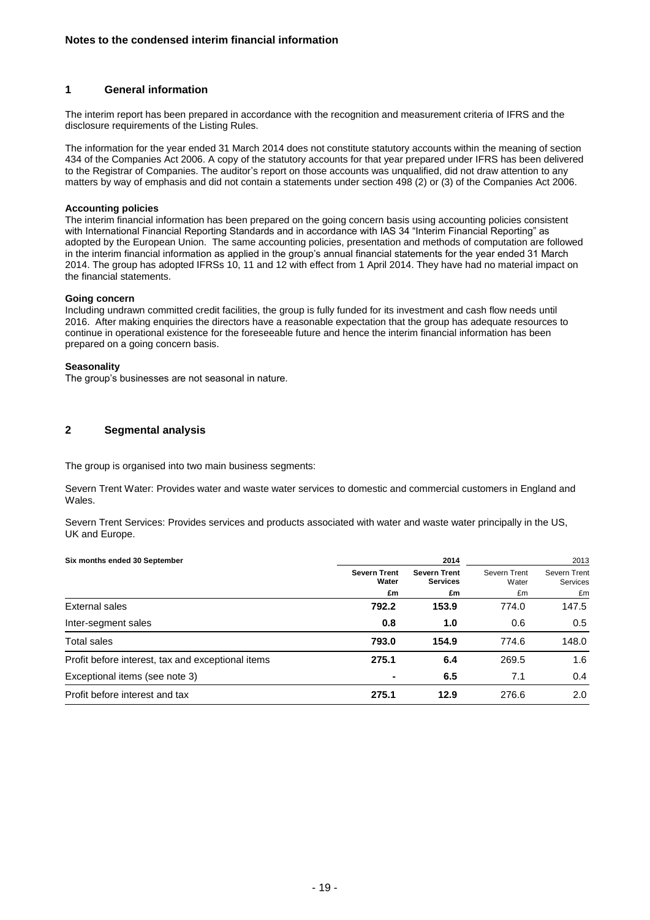## Notes to the condensed interim financial information

### 1 General information

The interim report has been prepared in accordance with the recognition and measurement criteria of IFRS and the disclosure requirements of the Listing Rules.

The information for the year ended 31 March 2014 does not constitute statutory accounts within the meaning of section 434 of the Companies Act 2006. A copy of the statutory accounts for that year prepared under IFRS has been delivered to the Registrar of Companies. The auditor's report on those accounts was unqualified, did not draw attention to any matters by way of emphasis and did not contain a statements under section 498 (2) or (3) of the Companies Act 2006.

**Accounting policies**

The interim financial information has been prepared on the going concern basis using accounting policies consistent with International Financial Reporting Standards and in accordance with IAS 34 "Interim Financial Reporting" as adopted by the European Union. The same accounting policies, presentation and methods of computation are followed in the interim financial information as applied in the group's annual financial statements for the year ended 31 March 2014. The group has adopted IFRSs 10, 11 and 12 with effect from 1 April 2014. They have had no material impact on the financial statements.

**Going concern**

Including undrawn committed credit facilities, the group is fully funded for its investment and cash flow needs until 2016. After making enquiries the directors have a reasonable expectation that the group has adequate resources to continue in operational existence for the foreseeable future and hence the interim financial information has been prepared on a going concern basis.

**Seasonality**

The group's businesses are not seasonal in nature.

### 2 Segmental analysis

The group is organised into two main business segments:

Severn Trent Water: Provides water and waste water services to domestic and commercial customers in England and Wales.

Severn Trent Services: Provides services and products associated with water and waste water principally in the US, UK and Europe.

| Six months ended 30 September | 2014 | | 2013 | |
|---|---|---|---|---|
| | **Severn Trent Water** | **Severn Trent Services** | Severn Trent Water | Severn Trent Services |
| | **£m** | **£m** | £m | £m |
| External sales | **792.2** | **153.9** | 774.0 | 147.5 |
| Inter-segment sales | **0.8** | **1.0** | 0.6 | 0.5 |
| Total sales | **793.0** | **154.9** | 774.6 | 148.0 |
| Profit before interest, tax and exceptional items | **275.1** | **6.4** | 269.5 | 1.6 |
| Exceptional items (see note 3) | **-** | **6.5** | 7.1 | 0.4 |
| Profit before interest and tax | **275.1** | **12.9** | 276.6 | 2.0 |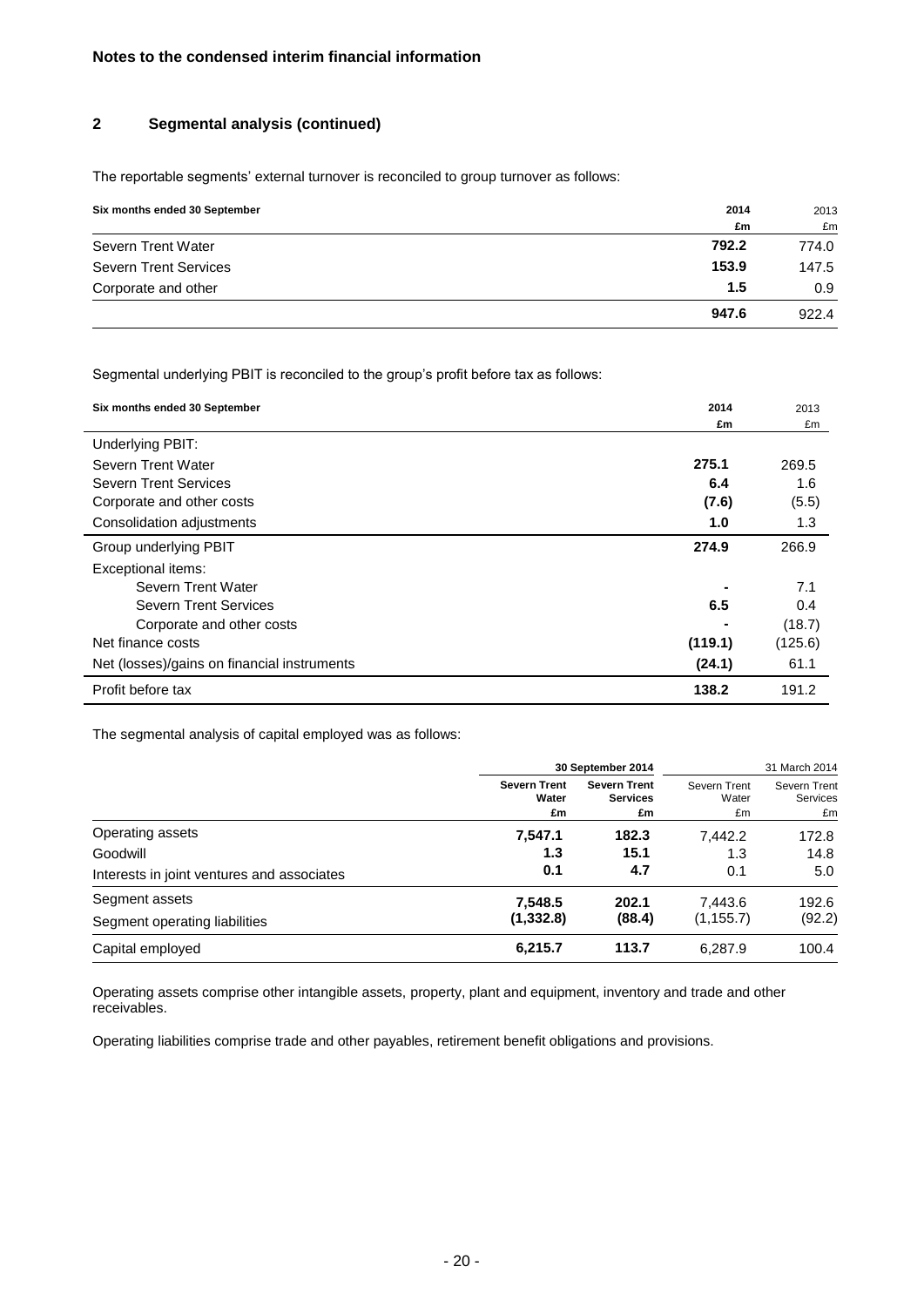**Notes to the condensed interim financial information**

## 2 Segmental analysis (continued)

The reportable segments' external turnover is reconciled to group turnover as follows:

| Six months ended 30 September | 2014 | 2013 |
|---|---|---|
| | £m | £m |
| Severn Trent Water | 792.2 | 774.0 |
| Severn Trent Services | 153.9 | 147.5 |
| Corporate and other | 1.5 | 0.9 |
| | 947.6 | 922.4 |

Segmental underlying PBIT is reconciled to the group's profit before tax as follows:

| Six months ended 30 September | 2014 | 2013 |
|---|---|---|
| | £m | £m |
| Underlying PBIT: | | |
| Severn Trent Water | 275.1 | 269.5 |
| Severn Trent Services | 6.4 | 1.6 |
| Corporate and other costs | (7.6) | (5.5) |
| Consolidation adjustments | 1.0 | 1.3 |
| Group underlying PBIT | 274.9 | 266.9 |
| Exceptional items: | | |
| Severn Trent Water | - | 7.1 |
| Severn Trent Services | 6.5 | 0.4 |
| Corporate and other costs | - | (18.7) |
| Net finance costs | (119.1) | (125.6) |
| Net (losses)/gains on financial instruments | (24.1) | 61.1 |
| Profit before tax | 138.2 | 191.2 |

The segmental analysis of capital employed was as follows:

| | 30 September 2014 | | 31 March 2014 | |
|---|---|---|---|---|
| | Severn Trent Water | Severn Trent Services | Severn Trent Water | Severn Trent Services |
| | £m | £m | £m | £m |
| Operating assets | 7,547.1 | 182.3 | 7,442.2 | 172.8 |
| Goodwill | 1.3 | 15.1 | 1.3 | 14.8 |
| Interests in joint ventures and associates | 0.1 | 4.7 | 0.1 | 5.0 |
| Segment assets | 7,548.5 | 202.1 | 7,443.6 | 192.6 |
| Segment operating liabilities | (1,332.8) | (88.4) | (1,155.7) | (92.2) |
| Capital employed | 6,215.7 | 113.7 | 6,287.9 | 100.4 |

Operating assets comprise other intangible assets, property, plant and equipment, inventory and trade and other receivables.

Operating liabilities comprise trade and other payables, retirement benefit obligations and provisions.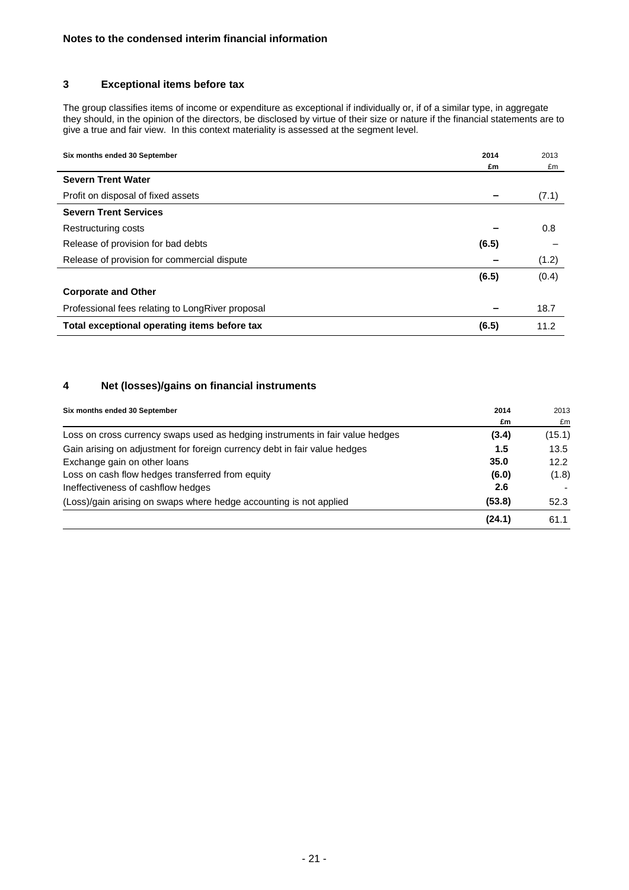**Notes to the condensed interim financial information**

## 3 Exceptional items before tax

The group classifies items of income or expenditure as exceptional if individually or, if of a similar type, in aggregate they should, in the opinion of the directors, be disclosed by virtue of their size or nature if the financial statements are to give a true and fair view. In this context materiality is assessed at the segment level.

| Six months ended 30 September | 2014<br>£m | 2013<br>£m |
|---|---|---|
| **Severn Trent Water** | | |
| Profit on disposal of fixed assets | – | (7.1) |
| **Severn Trent Services** | | |
| Restructuring costs | – | 0.8 |
| Release of provision for bad debts | (6.5) | – |
| Release of provision for commercial dispute | – | (1.2) |
| | (6.5) | (0.4) |
| **Corporate and Other** | | |
| Professional fees relating to LongRiver proposal | – | 18.7 |
| **Total exceptional operating items before tax** | (6.5) | 11.2 |

## 4 Net (losses)/gains on financial instruments

| Six months ended 30 September | 2014<br>£m | 2013<br>£m |
|---|---|---|
| Loss on cross currency swaps used as hedging instruments in fair value hedges | (3.4) | (15.1) |
| Gain arising on adjustment for foreign currency debt in fair value hedges | 1.5 | 13.5 |
| Exchange gain on other loans | 35.0 | 12.2 |
| Loss on cash flow hedges transferred from equity | (6.0) | (1.8) |
| Ineffectiveness of cashflow hedges | 2.6 | - |
| (Loss)/gain arising on swaps where hedge accounting is not applied | (53.8) | 52.3 |
| | (24.1) | 61.1 |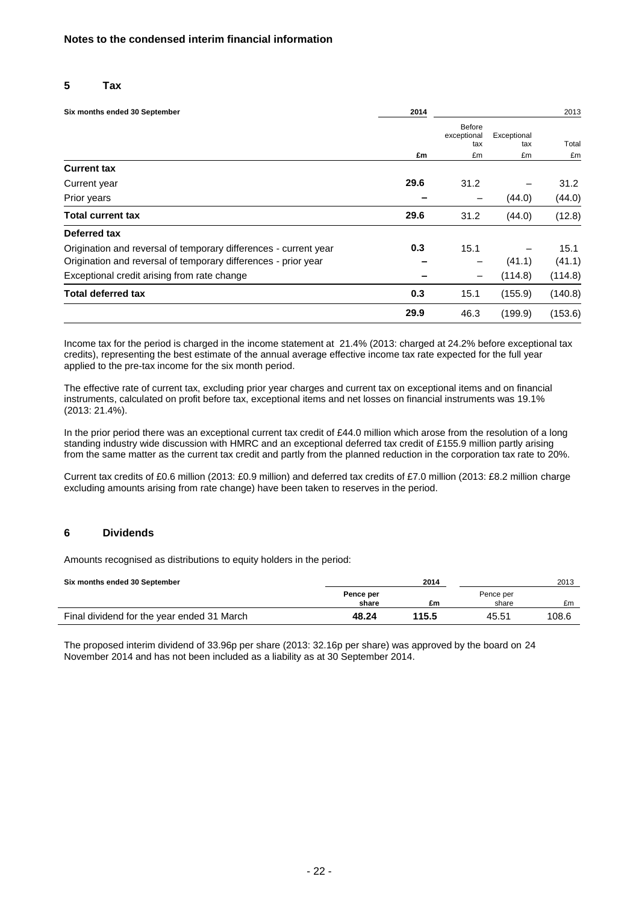## Notes to the condensed interim financial information

### 5 Tax

| Six months ended 30 September | 2014 | 2013 | | |
|---|---|---|---|---|
| | | Before exceptional tax | Exceptional tax | Total |
| | **£m** | £m | £m | £m |
| **Current tax** | | | | |
| Current year | **29.6** | 31.2 | – | 31.2 |
| Prior years | **–** | – | (44.0) | (44.0) |
| **Total current tax** | **29.6** | 31.2 | (44.0) | (12.8) |
| **Deferred tax** | | | | |
| Origination and reversal of temporary differences - current year | **0.3** | 15.1 | – | 15.1 |
| Origination and reversal of temporary differences - prior year | **–** | – | (41.1) | (41.1) |
| Exceptional credit arising from rate change | **–** | – | (114.8) | (114.8) |
| **Total deferred tax** | **0.3** | 15.1 | (155.9) | (140.8) |
| | **29.9** | 46.3 | (199.9) | (153.6) |

Income tax for the period is charged in the income statement at 21.4% (2013: charged at 24.2% before exceptional tax credits), representing the best estimate of the annual average effective income tax rate expected for the full year applied to the pre-tax income for the six month period.

The effective rate of current tax, excluding prior year charges and current tax on exceptional items and on financial instruments, calculated on profit before tax, exceptional items and net losses on financial instruments was 19.1% (2013: 21.4%).

In the prior period there was an exceptional current tax credit of £44.0 million which arose from the resolution of a long standing industry wide discussion with HMRC and an exceptional deferred tax credit of £155.9 million partly arising from the same matter as the current tax credit and partly from the planned reduction in the corporation tax rate to 20%.

Current tax credits of £0.6 million (2013: £0.9 million) and deferred tax credits of £7.0 million (2013: £8.2 million charge excluding amounts arising from rate change) have been taken to reserves in the period.

### 6 Dividends

Amounts recognised as distributions to equity holders in the period:

| Six months ended 30 September | 2014 | | 2013 | |
|---|---|---|---|---|
| | **Pence per share** | **£m** | Pence per share | £m |
| Final dividend for the year ended 31 March | **48.24** | **115.5** | 45.51 | 108.6 |

The proposed interim dividend of 33.96p per share (2013: 32.16p per share) was approved by the board on 24 November 2014 and has not been included as a liability as at 30 September 2014.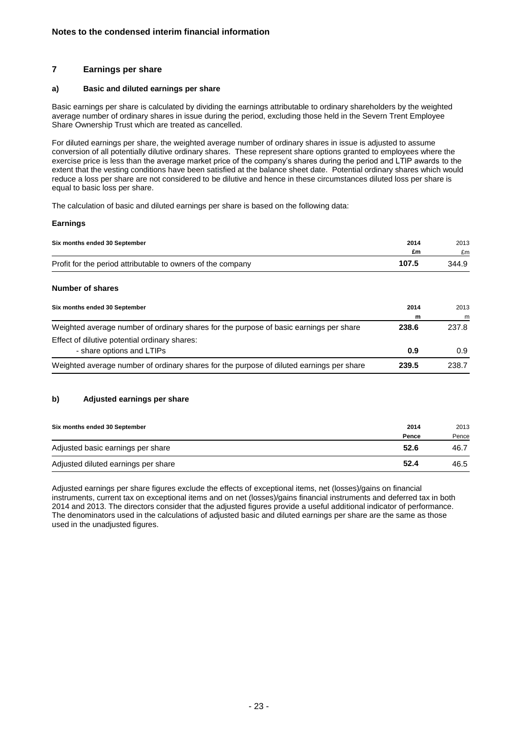## Notes to the condensed interim financial information

### 7 Earnings per share

#### a) Basic and diluted earnings per share

Basic earnings per share is calculated by dividing the earnings attributable to ordinary shareholders by the weighted average number of ordinary shares in issue during the period, excluding those held in the Severn Trent Employee Share Ownership Trust which are treated as cancelled.

For diluted earnings per share, the weighted average number of ordinary shares in issue is adjusted to assume conversion of all potentially dilutive ordinary shares. These represent share options granted to employees where the exercise price is less than the average market price of the company's shares during the period and LTIP awards to the extent that the vesting conditions have been satisfied at the balance sheet date. Potential ordinary shares which would reduce a loss per share are not considered to be dilutive and hence in these circumstances diluted loss per share is equal to basic loss per share.

The calculation of basic and diluted earnings per share is based on the following data:

**Earnings**

| Six months ended 30 September | 2014 | 2013 |
|---|---|---|
| | £m | £m |
| Profit for the period attributable to owners of the company | 107.5 | 344.9 |

**Number of shares**

| Six months ended 30 September | 2014 | 2013 |
|---|---|---|
| | m | m |
| Weighted average number of ordinary shares for the purpose of basic earnings per share | 238.6 | 237.8 |
| Effect of dilutive potential ordinary shares: | | |
| - share options and LTIPs | 0.9 | 0.9 |
| Weighted average number of ordinary shares for the purpose of diluted earnings per share | 239.5 | 238.7 |

#### b) Adjusted earnings per share

| Six months ended 30 September | 2014 | 2013 |
|---|---|---|
| | Pence | Pence |
| Adjusted basic earnings per share | 52.6 | 46.7 |
| Adjusted diluted earnings per share | 52.4 | 46.5 |

Adjusted earnings per share figures exclude the effects of exceptional items, net (losses)/gains on financial instruments, current tax on exceptional items and on net (losses)/gains financial instruments and deferred tax in both 2014 and 2013. The directors consider that the adjusted figures provide a useful additional indicator of performance. The denominators used in the calculations of adjusted basic and diluted earnings per share are the same as those used in the unadjusted figures.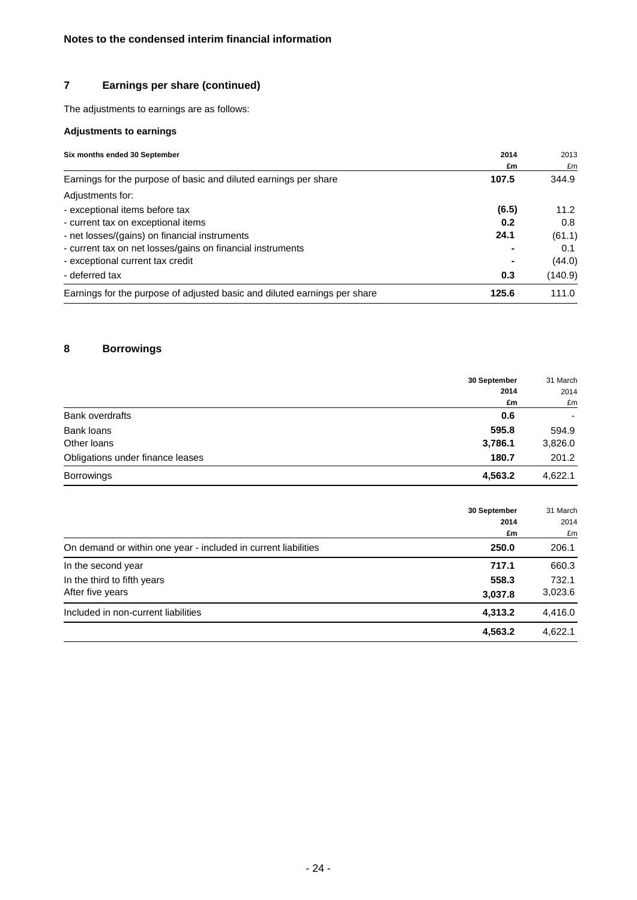**Notes to the condensed interim financial information**

## 7 Earnings per share (continued)

The adjustments to earnings are as follows:

### Adjustments to earnings

| Six months ended 30 September | 2014 £m | 2013 £m |
|---|---|---|
| Earnings for the purpose of basic and diluted earnings per share | **107.5** | 344.9 |
| Adjustments for: | | |
| - exceptional items before tax | **(6.5)** | 11.2 |
| - current tax on exceptional items | **0.2** | 0.8 |
| - net losses/(gains) on financial instruments | **24.1** | (61.1) |
| - current tax on net losses/gains on financial instruments | **-** | 0.1 |
| - exceptional current tax credit | **-** | (44.0) |
| - deferred tax | **0.3** | (140.9) |
| Earnings for the purpose of adjusted basic and diluted earnings per share | **125.6** | 111.0 |

## 8 Borrowings

| | 30 September 2014 £m | 31 March 2014 £m |
|---|---|---|
| Bank overdrafts | **0.6** | - |
| Bank loans | **595.8** | 594.9 |
| Other loans | **3,786.1** | 3,826.0 |
| Obligations under finance leases | **180.7** | 201.2 |
| Borrowings | **4,563.2** | 4,622.1 |

| | 30 September 2014 £m | 31 March 2014 £m |
|---|---|---|
| On demand or within one year - included in current liabilities | **250.0** | 206.1 |
| In the second year | **717.1** | 660.3 |
| In the third to fifth years | **558.3** | 732.1 |
| After five years | **3,037.8** | 3,023.6 |
| Included in non-current liabilities | **4,313.2** | 4,416.0 |
| | **4,563.2** | 4,622.1 |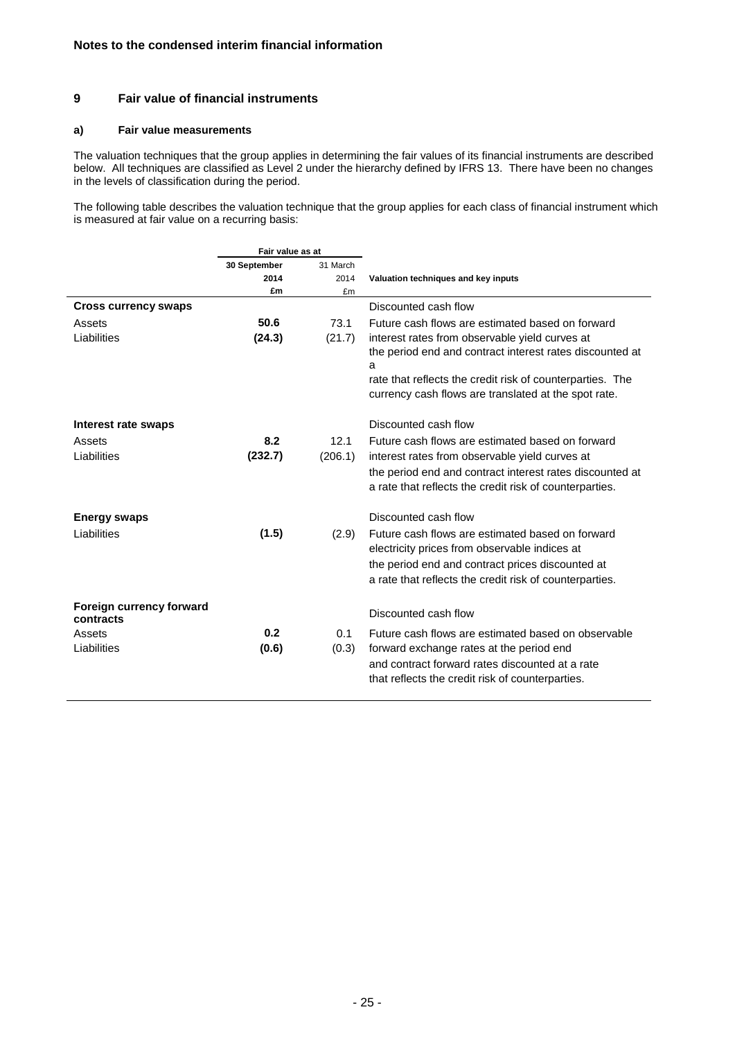**Notes to the condensed interim financial information**

## 9 Fair value of financial instruments

### a) Fair value measurements

The valuation techniques that the group applies in determining the fair values of its financial instruments are described below. All techniques are classified as Level 2 under the hierarchy defined by IFRS 13. There have been no changes in the levels of classification during the period.

The following table describes the valuation technique that the group applies for each class of financial instrument which is measured at fair value on a recurring basis:

| | Fair value as at | | |
|---|---|---|---|
| | **30 September 2014 £m** | 31 March 2014 £m | **Valuation techniques and key inputs** |
| **Cross currency swaps** | | | Discounted cash flow |
| Assets | **50.6** | 73.1 | Future cash flows are estimated based on forward interest rates from observable yield curves at the period end and contract interest rates discounted at a rate that reflects the credit risk of counterparties. The currency cash flows are translated at the spot rate. |
| Liabilities | **(24.3)** | (21.7) | |
| **Interest rate swaps** | | | Discounted cash flow |
| Assets | **8.2** | 12.1 | Future cash flows are estimated based on forward interest rates from observable yield curves at the period end and contract interest rates discounted at a rate that reflects the credit risk of counterparties. |
| Liabilities | **(232.7)** | (206.1) | |
| **Energy swaps** | | | Discounted cash flow |
| Liabilities | **(1.5)** | (2.9) | Future cash flows are estimated based on forward electricity prices from observable indices at the period end and contract prices discounted at a rate that reflects the credit risk of counterparties. |
| **Foreign currency forward contracts** | | | Discounted cash flow |
| Assets | **0.2** | 0.1 | Future cash flows are estimated based on observable forward exchange rates at the period end and contract forward rates discounted at a rate that reflects the credit risk of counterparties. |
| Liabilities | **(0.6)** | (0.3) | |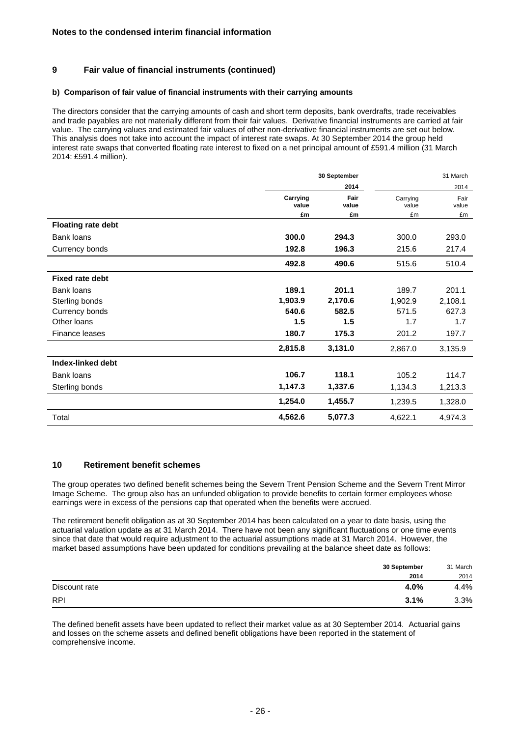**Notes to the condensed interim financial information**

## 9 Fair value of financial instruments (continued)

### b) Comparison of fair value of financial instruments with their carrying amounts

The directors consider that the carrying amounts of cash and short term deposits, bank overdrafts, trade receivables and trade payables are not materially different from their fair values. Derivative financial instruments are carried at fair value. The carrying values and estimated fair values of other non-derivative financial instruments are set out below. This analysis does not take into account the impact of interest rate swaps. At 30 September 2014 the group held interest rate swaps that converted floating rate interest to fixed on a net principal amount of £591.4 million (31 March 2014: £591.4 million).

| | 30 September | 2014 | 31 March | 2014 |
|---|---|---|---|---|
| | **Carrying value** | **Fair value** | Carrying value | Fair value |
| | **£m** | **£m** | £m | £m |
| **Floating rate debt** | | | | |
| Bank loans | **300.0** | **294.3** | 300.0 | 293.0 |
| Currency bonds | **192.8** | **196.3** | 215.6 | 217.4 |
| | **492.8** | **490.6** | 515.6 | 510.4 |
| **Fixed rate debt** | | | | |
| Bank loans | **189.1** | **201.1** | 189.7 | 201.1 |
| Sterling bonds | **1,903.9** | **2,170.6** | 1,902.9 | 2,108.1 |
| Currency bonds | **540.6** | **582.5** | 571.5 | 627.3 |
| Other loans | **1.5** | **1.5** | 1.7 | 1.7 |
| Finance leases | **180.7** | **175.3** | 201.2 | 197.7 |
| | **2,815.8** | **3,131.0** | 2,867.0 | 3,135.9 |
| **Index-linked debt** | | | | |
| Bank loans | **106.7** | **118.1** | 105.2 | 114.7 |
| Sterling bonds | **1,147.3** | **1,337.6** | 1,134.3 | 1,213.3 |
| | **1,254.0** | **1,455.7** | 1,239.5 | 1,328.0 |
| Total | **4,562.6** | **5,077.3** | 4,622.1 | 4,974.3 |

## 10 Retirement benefit schemes

The group operates two defined benefit schemes being the Severn Trent Pension Scheme and the Severn Trent Mirror Image Scheme. The group also has an unfunded obligation to provide benefits to certain former employees whose earnings were in excess of the pensions cap that operated when the benefits were accrued.

The retirement benefit obligation as at 30 September 2014 has been calculated on a year to date basis, using the actuarial valuation update as at 31 March 2014. There have not been any significant fluctuations or one time events since that date that would require adjustment to the actuarial assumptions made at 31 March 2014. However, the market based assumptions have been updated for conditions prevailing at the balance sheet date as follows:

| | 30 September 2014 | 31 March 2014 |
|---|---|---|
| Discount rate | **4.0%** | 4.4% |
| RPI | **3.1%** | 3.3% |

The defined benefit assets have been updated to reflect their market value as at 30 September 2014. Actuarial gains and losses on the scheme assets and defined benefit obligations have been reported in the statement of comprehensive income.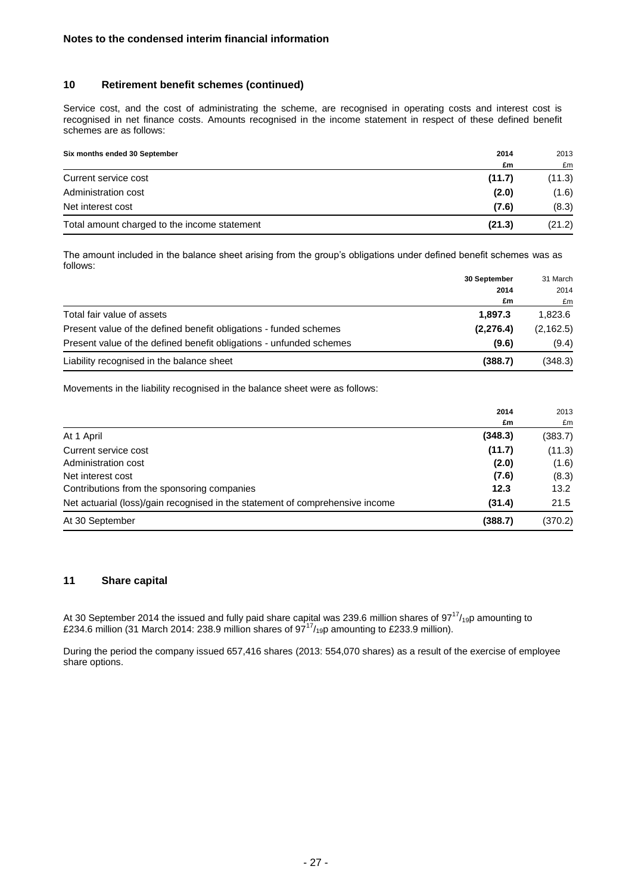**Notes to the condensed interim financial information**

## 10 Retirement benefit schemes (continued)

Service cost, and the cost of administrating the scheme, are recognised in operating costs and interest cost is recognised in net finance costs. Amounts recognised in the income statement in respect of these defined benefit schemes are as follows:

| Six months ended 30 September | 2014 | 2013 |
|---|---|---|
| | £m | £m |
| Current service cost | (11.7) | (11.3) |
| Administration cost | (2.0) | (1.6) |
| Net interest cost | (7.6) | (8.3) |
| Total amount charged to the income statement | (21.3) | (21.2) |

The amount included in the balance sheet arising from the group's obligations under defined benefit schemes was as follows:

| | 30 September 2014 | 31 March 2014 |
|---|---|---|
| | £m | £m |
| Total fair value of assets | 1,897.3 | 1,823.6 |
| Present value of the defined benefit obligations - funded schemes | (2,276.4) | (2,162.5) |
| Present value of the defined benefit obligations - unfunded schemes | (9.6) | (9.4) |
| Liability recognised in the balance sheet | (388.7) | (348.3) |

Movements in the liability recognised in the balance sheet were as follows:

| | 2014 | 2013 |
|---|---|---|
| | £m | £m |
| At 1 April | (348.3) | (383.7) |
| Current service cost | (11.7) | (11.3) |
| Administration cost | (2.0) | (1.6) |
| Net interest cost | (7.6) | (8.3) |
| Contributions from the sponsoring companies | 12.3 | 13.2 |
| Net actuarial (loss)/gain recognised in the statement of comprehensive income | (31.4) | 21.5 |
| At 30 September | (388.7) | (370.2) |

## 11 Share capital

At 30 September 2014 the issued and fully paid share capital was 239.6 million shares of $97^{17}/_{19}$p amounting to £234.6 million (31 March 2014: 238.9 million shares of $97^{17}/_{19}$p amounting to £233.9 million).

During the period the company issued 657,416 shares (2013: 554,070 shares) as a result of the exercise of employee share options.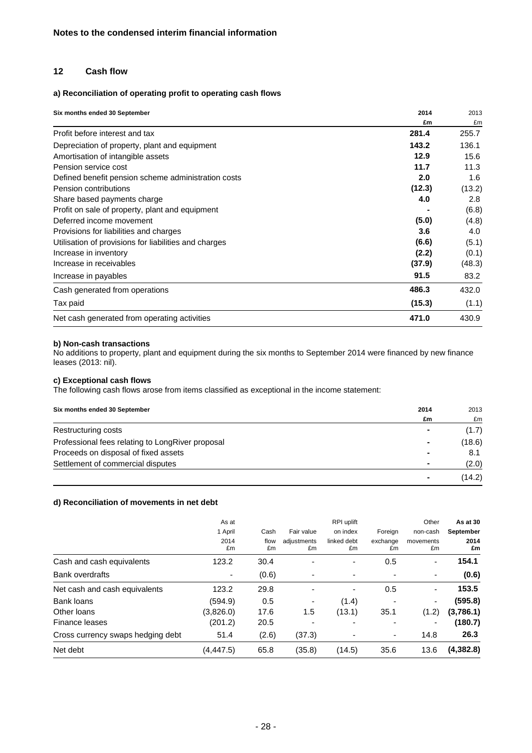## Notes to the condensed interim financial information

### 12 Cash flow

#### a) Reconciliation of operating profit to operating cash flows

| Six months ended 30 September | 2014 £m | 2013 £m |
|---|---|---|
| Profit before interest and tax | **281.4** | 255.7 |
| Depreciation of property, plant and equipment | **143.2** | 136.1 |
| Amortisation of intangible assets | **12.9** | 15.6 |
| Pension service cost | **11.7** | 11.3 |
| Defined benefit pension scheme administration costs | **2.0** | 1.6 |
| Pension contributions | **(12.3)** | (13.2) |
| Share based payments charge | **4.0** | 2.8 |
| Profit on sale of property, plant and equipment | **-** | (6.8) |
| Deferred income movement | **(5.0)** | (4.8) |
| Provisions for liabilities and charges | **3.6** | 4.0 |
| Utilisation of provisions for liabilities and charges | **(6.6)** | (5.1) |
| Increase in inventory | **(2.2)** | (0.1) |
| Increase in receivables | **(37.9)** | (48.3) |
| Increase in payables | **91.5** | 83.2 |
| Cash generated from operations | **486.3** | 432.0 |
| Tax paid | **(15.3)** | (1.1) |
| Net cash generated from operating activities | **471.0** | 430.9 |

#### b) Non-cash transactions

No additions to property, plant and equipment during the six months to September 2014 were financed by new finance leases (2013: nil).

#### c) Exceptional cash flows

The following cash flows arose from items classified as exceptional in the income statement:

| Six months ended 30 September | 2014 £m | 2013 £m |
|---|---|---|
| Restructuring costs | **-** | (1.7) |
| Professional fees relating to LongRiver proposal | **-** | (18.6) |
| Proceeds on disposal of fixed assets | **-** | 8.1 |
| Settlement of commercial disputes | **-** | (2.0) |
| | **-** | (14.2) |

#### d) Reconciliation of movements in net debt

| | As at 1 April 2014 £m | Cash flow £m | Fair value adjustments £m | RPI uplift on index linked debt £m | Foreign exchange £m | Other non-cash movements £m | **As at 30 September 2014 £m** |
|---|---|---|---|---|---|---|---|
| Cash and cash equivalents | 123.2 | 30.4 | - | - | 0.5 | - | **154.1** |
| Bank overdrafts | - | (0.6) | - | - | - | - | **(0.6)** |
| Net cash and cash equivalents | 123.2 | 29.8 | - | - | 0.5 | - | **153.5** |
| Bank loans | (594.9) | 0.5 | - | (1.4) | - | - | **(595.8)** |
| Other loans | (3,826.0) | 17.6 | 1.5 | (13.1) | 35.1 | (1.2) | **(3,786.1)** |
| Finance leases | (201.2) | 20.5 | - | - | - | - | **(180.7)** |
| Cross currency swaps hedging debt | 51.4 | (2.6) | (37.3) | - | - | 14.8 | **26.3** |
| Net debt | (4,447.5) | 65.8 | (35.8) | (14.5) | 35.6 | 13.6 | **(4,382.8)** |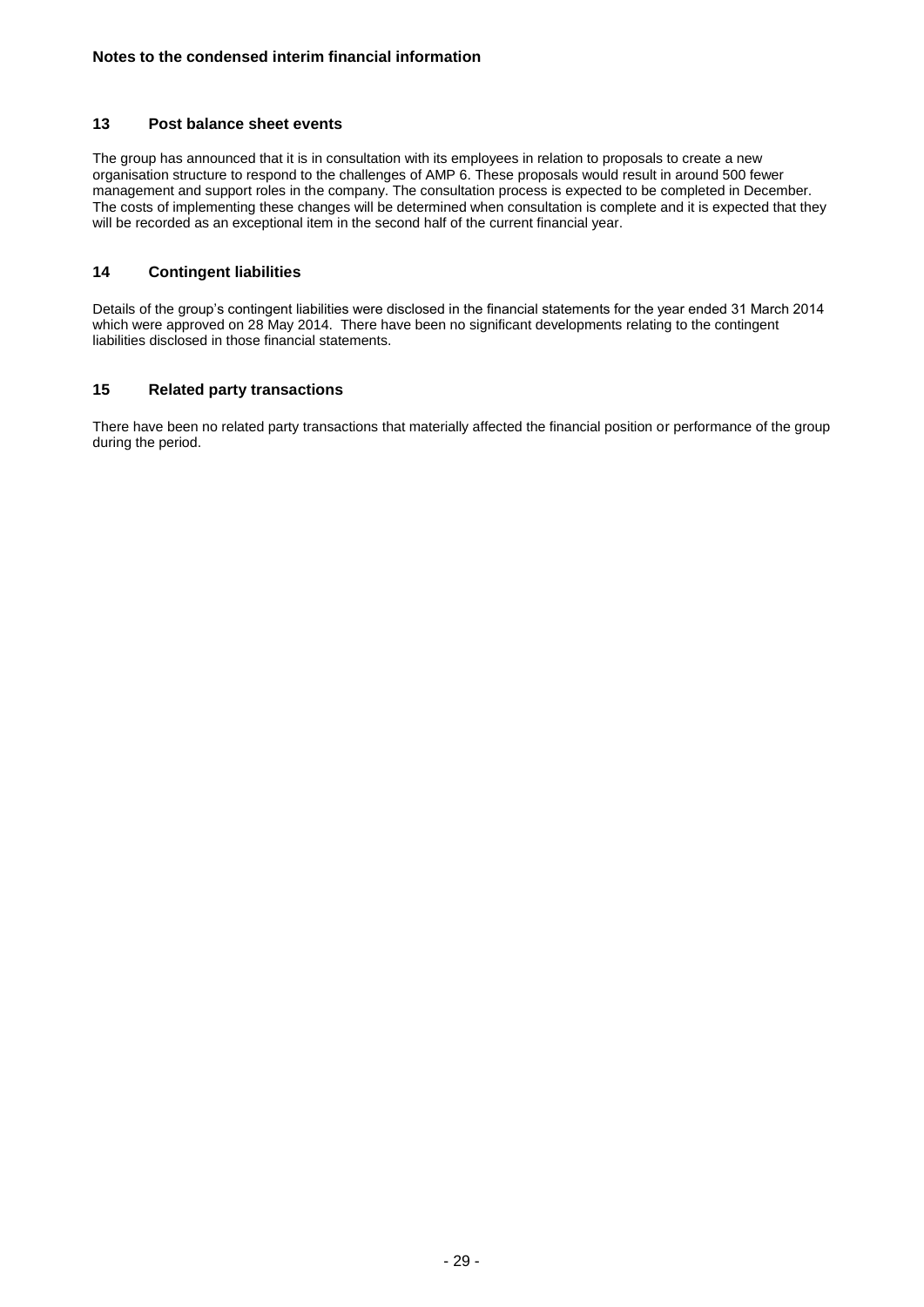## Notes to the condensed interim financial information

### 13 Post balance sheet events

The group has announced that it is in consultation with its employees in relation to proposals to create a new organisation structure to respond to the challenges of AMP 6. These proposals would result in around 500 fewer management and support roles in the company. The consultation process is expected to be completed in December. The costs of implementing these changes will be determined when consultation is complete and it is expected that they will be recorded as an exceptional item in the second half of the current financial year.

### 14 Contingent liabilities

Details of the group's contingent liabilities were disclosed in the financial statements for the year ended 31 March 2014 which were approved on 28 May 2014. There have been no significant developments relating to the contingent liabilities disclosed in those financial statements.

### 15 Related party transactions

There have been no related party transactions that materially affected the financial position or performance of the group during the period.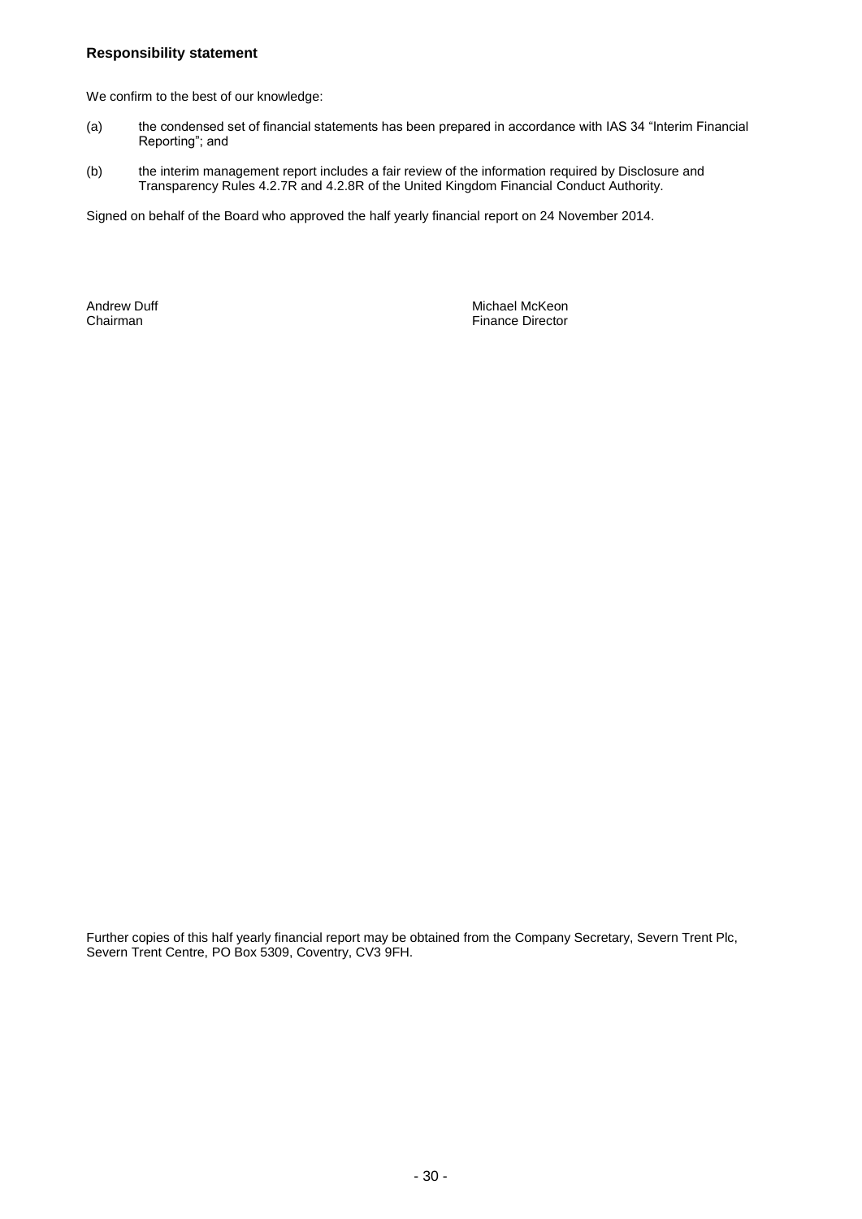**Responsibility statement**

We confirm to the best of our knowledge:

(a) the condensed set of financial statements has been prepared in accordance with IAS 34 "Interim Financial Reporting"; and

(b) the interim management report includes a fair review of the information required by Disclosure and Transparency Rules 4.2.7R and 4.2.8R of the United Kingdom Financial Conduct Authority.

Signed on behalf of the Board who approved the half yearly financial report on 24 November 2014.

Andrew Duff
Chairman

Michael McKeon
Finance Director

Further copies of this half yearly financial report may be obtained from the Company Secretary, Severn Trent Plc, Severn Trent Centre, PO Box 5309, Coventry, CV3 9FH.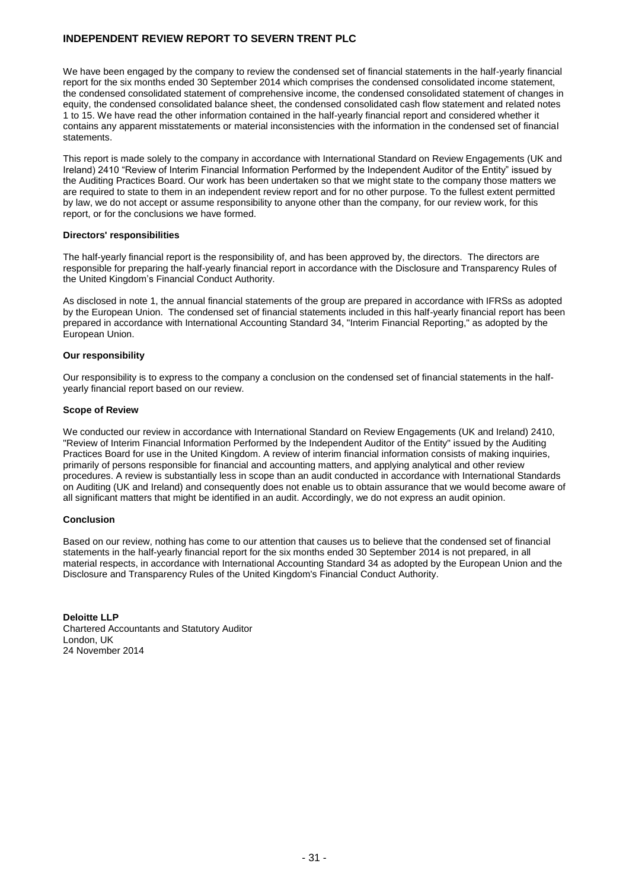# INDEPENDENT REVIEW REPORT TO SEVERN TRENT PLC

We have been engaged by the company to review the condensed set of financial statements in the half-yearly financial report for the six months ended 30 September 2014 which comprises the condensed consolidated income statement, the condensed consolidated statement of comprehensive income, the condensed consolidated statement of changes in equity, the condensed consolidated balance sheet, the condensed consolidated cash flow statement and related notes 1 to 15. We have read the other information contained in the half-yearly financial report and considered whether it contains any apparent misstatements or material inconsistencies with the information in the condensed set of financial statements.

This report is made solely to the company in accordance with International Standard on Review Engagements (UK and Ireland) 2410 "Review of Interim Financial Information Performed by the Independent Auditor of the Entity" issued by the Auditing Practices Board. Our work has been undertaken so that we might state to the company those matters we are required to state to them in an independent review report and for no other purpose. To the fullest extent permitted by law, we do not accept or assume responsibility to anyone other than the company, for our review work, for this report, or for the conclusions we have formed.

## Directors' responsibilities

The half-yearly financial report is the responsibility of, and has been approved by, the directors. The directors are responsible for preparing the half-yearly financial report in accordance with the Disclosure and Transparency Rules of the United Kingdom's Financial Conduct Authority.

As disclosed in note 1, the annual financial statements of the group are prepared in accordance with IFRSs as adopted by the European Union. The condensed set of financial statements included in this half-yearly financial report has been prepared in accordance with International Accounting Standard 34, "Interim Financial Reporting," as adopted by the European Union.

## Our responsibility

Our responsibility is to express to the company a conclusion on the condensed set of financial statements in the half-yearly financial report based on our review.

## Scope of Review

We conducted our review in accordance with International Standard on Review Engagements (UK and Ireland) 2410, "Review of Interim Financial Information Performed by the Independent Auditor of the Entity" issued by the Auditing Practices Board for use in the United Kingdom. A review of interim financial information consists of making inquiries, primarily of persons responsible for financial and accounting matters, and applying analytical and other review procedures. A review is substantially less in scope than an audit conducted in accordance with International Standards on Auditing (UK and Ireland) and consequently does not enable us to obtain assurance that we would become aware of all significant matters that might be identified in an audit. Accordingly, we do not express an audit opinion.

## Conclusion

Based on our review, nothing has come to our attention that causes us to believe that the condensed set of financial statements in the half-yearly financial report for the six months ended 30 September 2014 is not prepared, in all material respects, in accordance with International Accounting Standard 34 as adopted by the European Union and the Disclosure and Transparency Rules of the United Kingdom's Financial Conduct Authority.

**Deloitte LLP**
Chartered Accountants and Statutory Auditor
London, UK
24 November 2014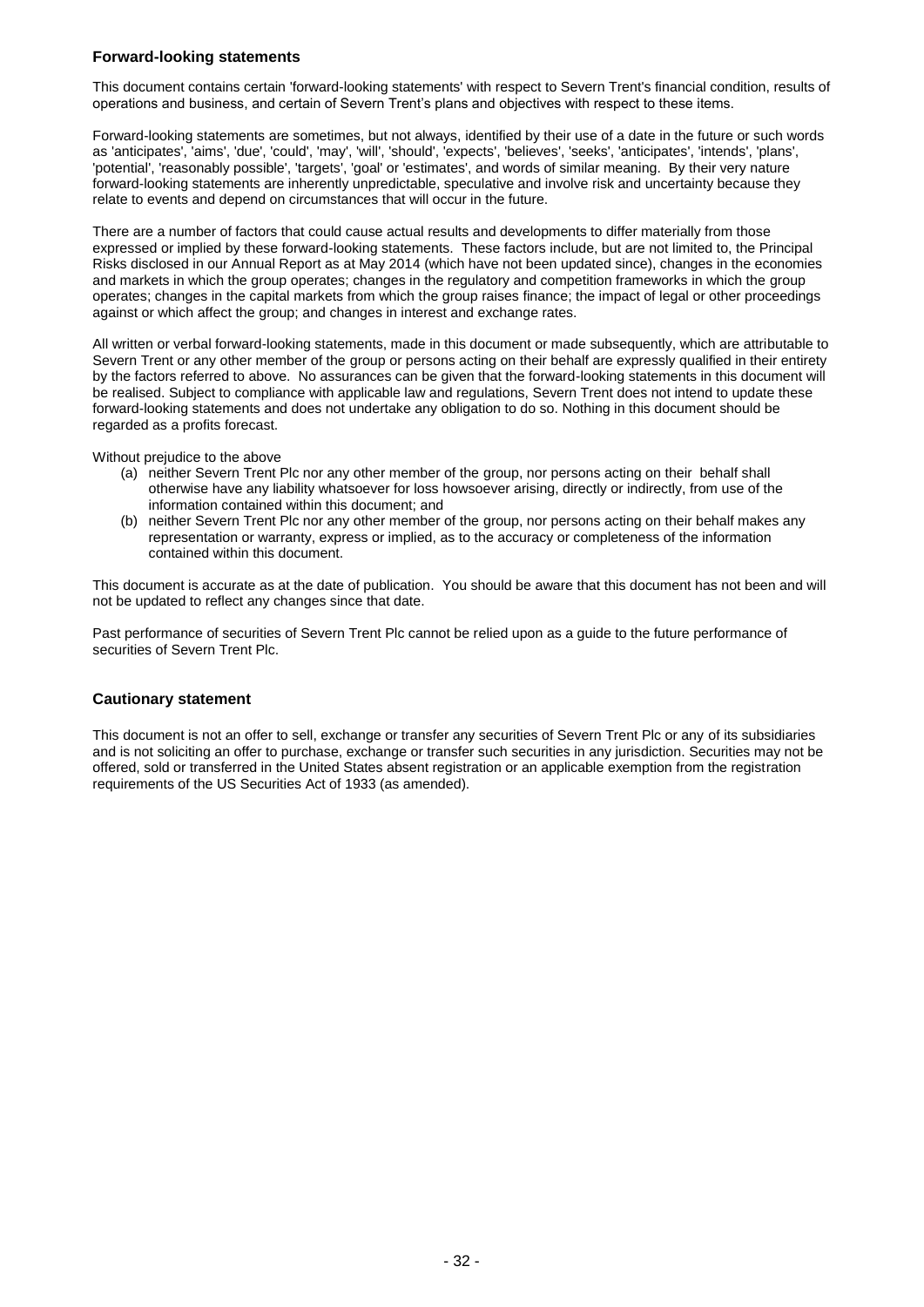## Forward-looking statements

This document contains certain 'forward-looking statements' with respect to Severn Trent's financial condition, results of operations and business, and certain of Severn Trent's plans and objectives with respect to these items.

Forward-looking statements are sometimes, but not always, identified by their use of a date in the future or such words as 'anticipates', 'aims', 'due', 'could', 'may', 'will', 'should', 'expects', 'believes', 'seeks', 'anticipates', 'intends', 'plans', 'potential', 'reasonably possible', 'targets', 'goal' or 'estimates', and words of similar meaning. By their very nature forward-looking statements are inherently unpredictable, speculative and involve risk and uncertainty because they relate to events and depend on circumstances that will occur in the future.

There are a number of factors that could cause actual results and developments to differ materially from those expressed or implied by these forward-looking statements. These factors include, but are not limited to, the Principal Risks disclosed in our Annual Report as at May 2014 (which have not been updated since), changes in the economies and markets in which the group operates; changes in the regulatory and competition frameworks in which the group operates; changes in the capital markets from which the group raises finance; the impact of legal or other proceedings against or which affect the group; and changes in interest and exchange rates.

All written or verbal forward-looking statements, made in this document or made subsequently, which are attributable to Severn Trent or any other member of the group or persons acting on their behalf are expressly qualified in their entirety by the factors referred to above. No assurances can be given that the forward-looking statements in this document will be realised. Subject to compliance with applicable law and regulations, Severn Trent does not intend to update these forward-looking statements and does not undertake any obligation to do so. Nothing in this document should be regarded as a profits forecast.

Without prejudice to the above

(a) neither Severn Trent Plc nor any other member of the group, nor persons acting on their behalf shall otherwise have any liability whatsoever for loss howsoever arising, directly or indirectly, from use of the information contained within this document; and
(b) neither Severn Trent Plc nor any other member of the group, nor persons acting on their behalf makes any representation or warranty, express or implied, as to the accuracy or completeness of the information contained within this document.

This document is accurate as at the date of publication. You should be aware that this document has not been and will not be updated to reflect any changes since that date.

Past performance of securities of Severn Trent Plc cannot be relied upon as a guide to the future performance of securities of Severn Trent Plc.

## Cautionary statement

This document is not an offer to sell, exchange or transfer any securities of Severn Trent Plc or any of its subsidiaries and is not soliciting an offer to purchase, exchange or transfer such securities in any jurisdiction. Securities may not be offered, sold or transferred in the United States absent registration or an applicable exemption from the registration requirements of the US Securities Act of 1933 (as amended).